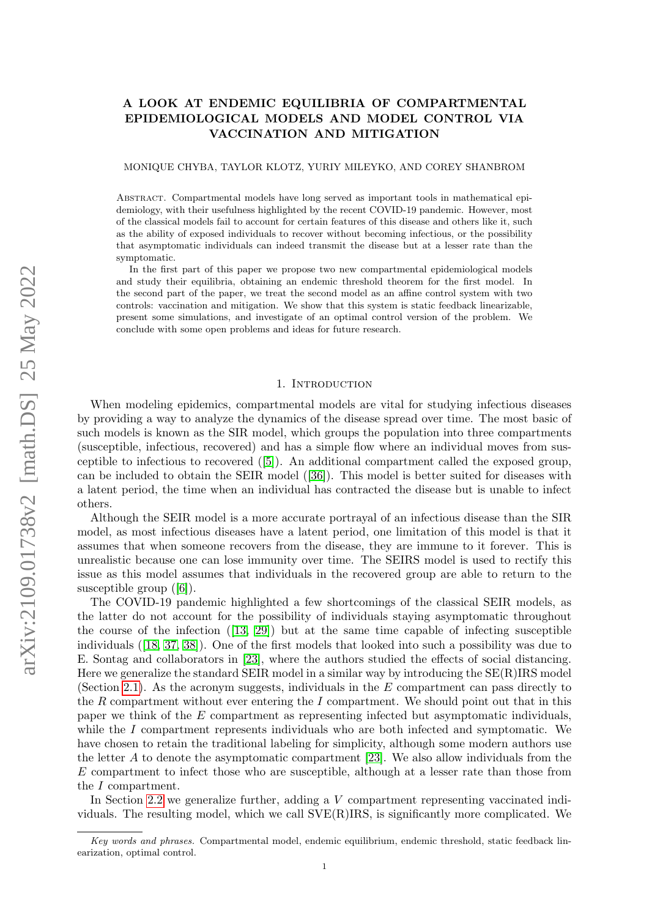# A LOOK AT ENDEMIC EQUILIBRIA OF COMPARTMENTAL EPIDEMIOLOGICAL MODELS AND MODEL CONTROL VIA VACCINATION AND MITIGATION

MONIQUE CHYBA, TAYLOR KLOTZ, YURIY MILEYKO, AND COREY SHANBROM

Abstract. Compartmental models have long served as important tools in mathematical epidemiology, with their usefulness highlighted by the recent COVID-19 pandemic. However, most of the classical models fail to account for certain features of this disease and others like it, such as the ability of exposed individuals to recover without becoming infectious, or the possibility that asymptomatic individuals can indeed transmit the disease but at a lesser rate than the symptomatic.

In the first part of this paper we propose two new compartmental epidemiological models and study their equilibria, obtaining an endemic threshold theorem for the first model. In the second part of the paper, we treat the second model as an affine control system with two controls: vaccination and mitigation. We show that this system is static feedback linearizable, present some simulations, and investigate of an optimal control version of the problem. We conclude with some open problems and ideas for future research.

## 1. Introduction

When modeling epidemics, compartmental models are vital for studying infectious diseases by providing a way to analyze the dynamics of the disease spread over time. The most basic of such models is known as the SIR model, which groups the population into three compartments (susceptible, infectious, recovered) and has a simple flow where an individual moves from susceptible to infectious to recovered ([5]). An additional compartment called the exposed group, can be included to obtain the SEIR model ([36]). This model is better suited for diseases with a latent period, the time when an individual has contracted the disease but is unable to infect others.

Although the SEIR model is a more accurate portrayal of an infectious disease than the SIR model, as most infectious diseases have a latent period, one limitation of this model is that it assumes that when someone recovers from the disease, they are immune to it forever. This is unrealistic because one can lose immunity over time. The SEIRS model is used to rectify this issue as this model assumes that individuals in the recovered group are able to return to the susceptible group ([6]).

The COVID-19 pandemic highlighted a few shortcomings of the classical SEIR models, as the latter do not account for the possibility of individuals staying asymptomatic throughout the course of the infection ([13, 29]) but at the same time capable of infecting susceptible individuals ([18, 37, 38]). One of the first models that looked into such a possibility was due to E. Sontag and collaborators in [23], where the authors studied the effects of social distancing. Here we generalize the standard SEIR model in a similar way by introducing the SE(R)IRS model (Section 2.1). As the acronym suggests, individuals in the $E$ compartment can pass directly to the $R$ compartment without ever entering the $I$ compartment. We should point out that in this paper we think of the $E$ compartment as representing infected but asymptomatic individuals, while the $I$ compartment represents individuals who are both infected and symptomatic. We have chosen to retain the traditional labeling for simplicity, although some modern authors use the letter $A$ to denote the asymptomatic compartment [23]. We also allow individuals from the $E$ compartment to infect those who are susceptible, although at a lesser rate than those from the $I$ compartment.

In Section 2.2 we generalize further, adding a $V$ compartment representing vaccinated individuals. The resulting model, which we call SVE(R)IRS, is significantly more complicated. We

*Key words and phrases.* Compartmental model, endemic equilibrium, endemic threshold, static feedback linearization, optimal control.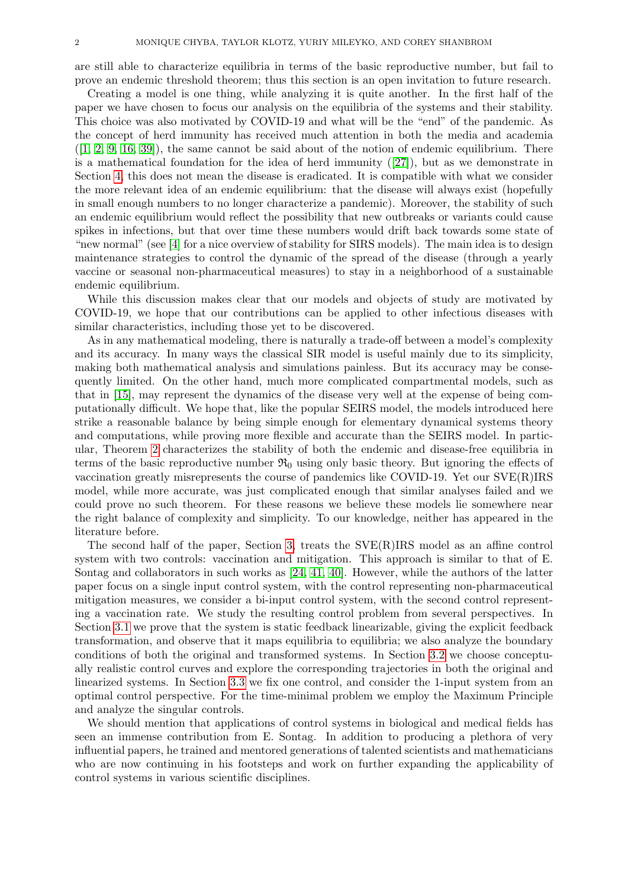are still able to characterize equilibria in terms of the basic reproductive number, but fail to prove an endemic threshold theorem; thus this section is an open invitation to future research.

Creating a model is one thing, while analyzing it is quite another. In the first half of the paper we have chosen to focus our analysis on the equilibria of the systems and their stability. This choice was also motivated by COVID-19 and what will be the "end" of the pandemic. As the concept of herd immunity has received much attention in both the media and academia ([1, 2, 9, 16, 39]), the same cannot be said about of the notion of endemic equilibrium. There is a mathematical foundation for the idea of herd immunity ([27]), but as we demonstrate in Section 4, this does not mean the disease is eradicated. It is compatible with what we consider the more relevant idea of an endemic equilibrium: that the disease will always exist (hopefully in small enough numbers to no longer characterize a pandemic). Moreover, the stability of such an endemic equilibrium would reflect the possibility that new outbreaks or variants could cause spikes in infections, but that over time these numbers would drift back towards some state of "new normal" (see [4] for a nice overview of stability for SIRS models). The main idea is to design maintenance strategies to control the dynamic of the spread of the disease (through a yearly vaccine or seasonal non-pharmaceutical measures) to stay in a neighborhood of a sustainable endemic equilibrium.

While this discussion makes clear that our models and objects of study are motivated by COVID-19, we hope that our contributions can be applied to other infectious diseases with similar characteristics, including those yet to be discovered.

As in any mathematical modeling, there is naturally a trade-off between a model's complexity and its accuracy. In many ways the classical SIR model is useful mainly due to its simplicity, making both mathematical analysis and simulations painless. But its accuracy may be consequently limited. On the other hand, much more complicated compartmental models, such as that in [15], may represent the dynamics of the disease very well at the expense of being computationally difficult. We hope that, like the popular SEIRS model, the models introduced here strike a reasonable balance by being simple enough for elementary dynamical systems theory and computations, while proving more flexible and accurate than the SEIRS model. In particular, Theorem 2 characterizes the stability of both the endemic and disease-free equilibria in terms of the basic reproductive number $\mathfrak{R}_0$ using only basic theory. But ignoring the effects of vaccination greatly misrepresents the course of pandemics like COVID-19. Yet our SVE(R)IRS model, while more accurate, was just complicated enough that similar analyses failed and we could prove no such theorem. For these reasons we believe these models lie somewhere near the right balance of complexity and simplicity. To our knowledge, neither has appeared in the literature before.

The second half of the paper, Section 3, treats the SVE(R)IRS model as an affine control system with two controls: vaccination and mitigation. This approach is similar to that of E. Sontag and collaborators in such works as [24, 41, 40]. However, while the authors of the latter paper focus on a single input control system, with the control representing non-pharmaceutical mitigation measures, we consider a bi-input control system, with the second control representing a vaccination rate. We study the resulting control problem from several perspectives. In Section 3.1 we prove that the system is static feedback linearizable, giving the explicit feedback transformation, and observe that it maps equilibria to equilibria; we also analyze the boundary conditions of both the original and transformed systems. In Section 3.2 we choose conceptually realistic control curves and explore the corresponding trajectories in both the original and linearized systems. In Section 3.3 we fix one control, and consider the 1-input system from an optimal control perspective. For the time-minimal problem we employ the Maximum Principle and analyze the singular controls.

We should mention that applications of control systems in biological and medical fields has seen an immense contribution from E. Sontag. In addition to producing a plethora of very influential papers, he trained and mentored generations of talented scientists and mathematicians who are now continuing in his footsteps and work on further expanding the applicability of control systems in various scientific disciplines.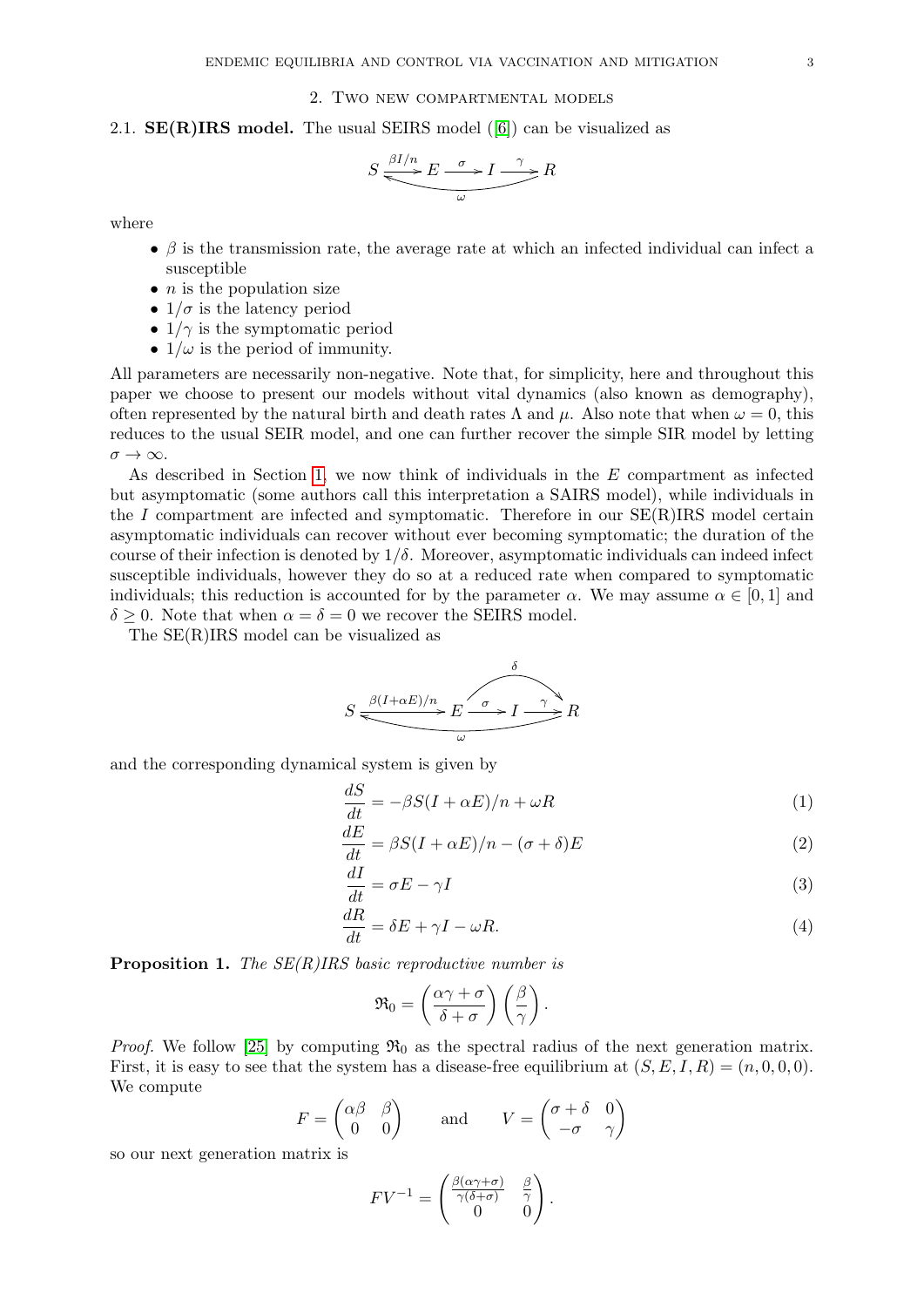## 2. Two new compartmental models

2.1. **SE(R)IRS model.** The usual SEIRS model ([6]) can be visualized as

$$S \xrightarrow{\beta I/n} E \xrightarrow{\sigma} I \xrightarrow{\gamma} R, \quad R \xrightarrow{\omega} S$$

where

- $\beta$ is the transmission rate, the average rate at which an infected individual can infect a susceptible
- $n$ is the population size
- $1/\sigma$ is the latency period
- $1/\gamma$ is the symptomatic period
- $1/\omega$ is the period of immunity.

All parameters are necessarily non-negative. Note that, for simplicity, here and throughout this paper we choose to present our models without vital dynamics (also known as demography), often represented by the natural birth and death rates $\Lambda$ and $\mu$. Also note that when $\omega = 0$, this reduces to the usual SEIR model, and one can further recover the simple SIR model by letting $\sigma \to \infty$.

As described in Section 1, we now think of individuals in the $E$ compartment as infected but asymptomatic (some authors call this interpretation a SAIRS model), while individuals in the $I$ compartment are infected and symptomatic. Therefore in our SE(R)IRS model certain asymptomatic individuals can recover without ever becoming symptomatic; the duration of the course of their infection is denoted by $1/\delta$. Moreover, asymptomatic individuals can indeed infect susceptible individuals, however they do so at a reduced rate when compared to symptomatic individuals; this reduction is accounted for by the parameter $\alpha$. We may assume $\alpha \in [0, 1]$ and $\delta \geq 0$. Note that when $\alpha = \delta = 0$ we recover the SEIRS model.

The SE(R)IRS model can be visualized as

$$S \xrightarrow{\beta(I+\alpha E)/n} E \xrightarrow{\sigma} I \xrightarrow{\gamma} R, \quad E \xrightarrow{\delta} R, \quad R \xrightarrow{\omega} S$$

and the corresponding dynamical system is given by

$$\frac{dS}{dt} = -\beta S(I + \alpha E)/n + \omega R \tag{1}$$

$$\frac{dE}{dt} = \beta S(I + \alpha E)/n - (\sigma + \delta)E \tag{2}$$

$$\frac{dI}{dt} = \sigma E - \gamma I \tag{3}$$

$$\frac{dR}{dt} = \delta E + \gamma I - \omega R. \tag{4}$$

**Proposition 1.** *The SE(R)IRS basic reproductive number is*

$$\mathfrak{R}_0 = \left(\frac{\alpha\gamma + \sigma}{\delta + \sigma}\right)\left(\frac{\beta}{\gamma}\right).$$

*Proof.* We follow [25] by computing $\mathfrak{R}_0$ as the spectral radius of the next generation matrix. First, it is easy to see that the system has a disease-free equilibrium at $(S, E, I, R) = (n, 0, 0, 0)$. We compute

$$F = \begin{pmatrix} \alpha\beta & \beta \\ 0 & 0 \end{pmatrix} \qquad \text{and} \qquad V = \begin{pmatrix} \sigma + \delta & 0 \\ -\sigma & \gamma \end{pmatrix}$$

so our next generation matrix is

$$FV^{-1} = \begin{pmatrix} \frac{\beta(\alpha\gamma+\sigma)}{\gamma(\delta+\sigma)} & \frac{\beta}{\gamma} \\ 0 & 0 \end{pmatrix}.$$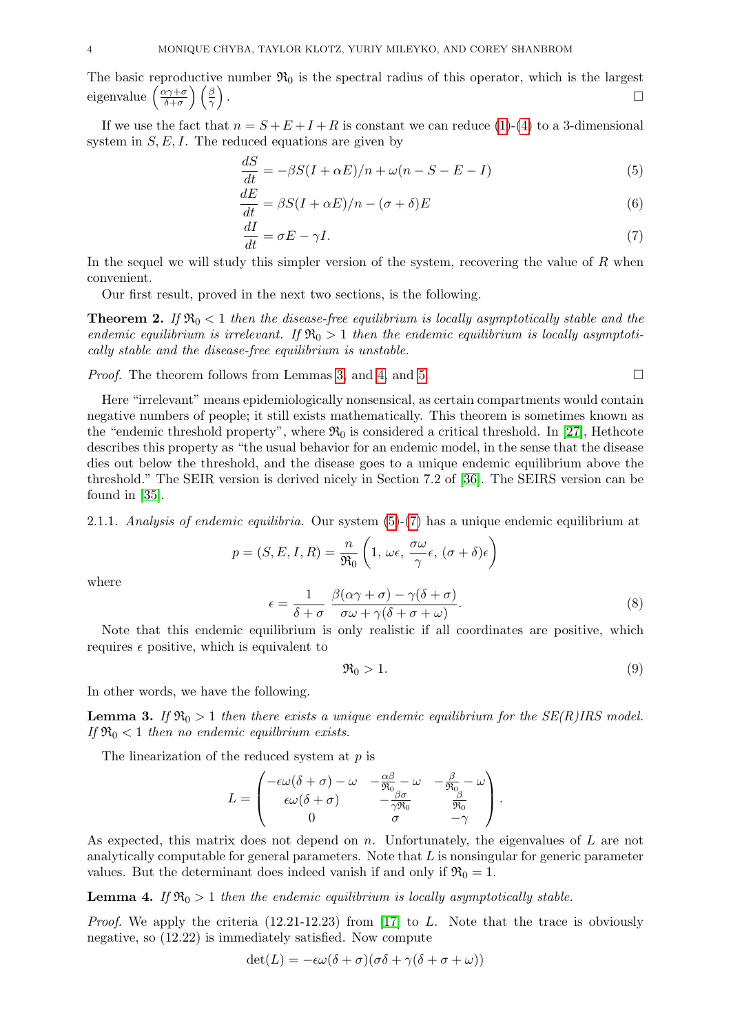The basic reproductive number $\mathfrak{R}_0$ is the spectral radius of this operator, which is the largest eigenvalue $\left(\frac{\alpha\gamma+\sigma}{\delta+\sigma}\right)\left(\frac{\beta}{\gamma}\right)$. □

If we use the fact that $n = S+E+I+R$ is constant we can reduce (1)-(4) to a 3-dimensional system in $S, E, I$. The reduced equations are given by

$$\frac{dS}{dt} = -\beta S(I+\alpha E)/n + \omega(n - S - E - I) \tag{5}$$

$$\frac{dE}{dt} = \beta S(I+\alpha E)/n - (\sigma+\delta)E \tag{6}$$

$$\frac{dI}{dt} = \sigma E - \gamma I. \tag{7}$$

In the sequel we will study this simpler version of the system, recovering the value of $R$ when convenient.

Our first result, proved in the next two sections, is the following.

**Theorem 2.** *If $\mathfrak{R}_0 < 1$ then the disease-free equilibrium is locally asymptotically stable and the endemic equilibrium is irrelevant. If $\mathfrak{R}_0 > 1$ then the endemic equilibrium is locally asymptotically stable and the disease-free equilibrium is unstable.*

*Proof.* The theorem follows from Lemmas 3, and 4, and 5. □

Here "irrelevant" means epidemiologically nonsensical, as certain compartments would contain negative numbers of people; it still exists mathematically. This theorem is sometimes known as the "endemic threshold property", where $\mathfrak{R}_0$ is considered a critical threshold. In [27], Hethcote describes this property as "the usual behavior for an endemic model, in the sense that the disease dies out below the threshold, and the disease goes to a unique endemic equilibrium above the threshold." The SEIR version is derived nicely in Section 7.2 of [36]. The SEIRS version can be found in [35].

2.1.1. *Analysis of endemic equilibria.* Our system (5)-(7) has a unique endemic equilibrium at

$$p = (S, E, I, R) = \frac{n}{\mathfrak{R}_0}\left(1,\ \omega\epsilon,\ \frac{\sigma\omega}{\gamma}\epsilon,\ (\sigma+\delta)\epsilon\right)$$

where

$$\epsilon = \frac{1}{\delta+\sigma}\ \frac{\beta(\alpha\gamma+\sigma) - \gamma(\delta+\sigma)}{\sigma\omega + \gamma(\delta+\sigma+\omega)}. \tag{8}$$

Note that this endemic equilibrium is only realistic if all coordinates are positive, which requires $\epsilon$ positive, which is equivalent to

$$\mathfrak{R}_0 > 1. \tag{9}$$

In other words, we have the following.

**Lemma 3.** *If $\mathfrak{R}_0 > 1$ then there exists a unique endemic equilibrium for the SE(R)IRS model. If $\mathfrak{R}_0 < 1$ then no endemic equilbrium exists.*

The linearization of the reduced system at $p$ is

$$L = \begin{pmatrix} -\epsilon\omega(\delta+\sigma) - \omega & -\frac{\alpha\beta}{\mathfrak{R}_0} - \omega & -\frac{\beta}{\mathfrak{R}_0} - \omega \\ \epsilon\omega(\delta+\sigma) & -\frac{\beta\sigma}{\gamma\mathfrak{R}_0} & \frac{\beta}{\mathfrak{R}_0} \\ 0 & \sigma & -\gamma \end{pmatrix}.$$

As expected, this matrix does not depend on $n$. Unfortunately, the eigenvalues of $L$ are not analytically computable for general parameters. Note that $L$ is nonsingular for generic parameter values. But the determinant does indeed vanish if and only if $\mathfrak{R}_0 = 1$.

**Lemma 4.** *If $\mathfrak{R}_0 > 1$ then the endemic equilibrium is locally asymptotically stable.*

*Proof.* We apply the criteria (12.21-12.23) from [17] to $L$. Note that the trace is obviously negative, so (12.22) is immediately satisfied. Now compute

$$\det(L) = -\epsilon\omega(\delta+\sigma)(\sigma\delta + \gamma(\delta+\sigma+\omega))$$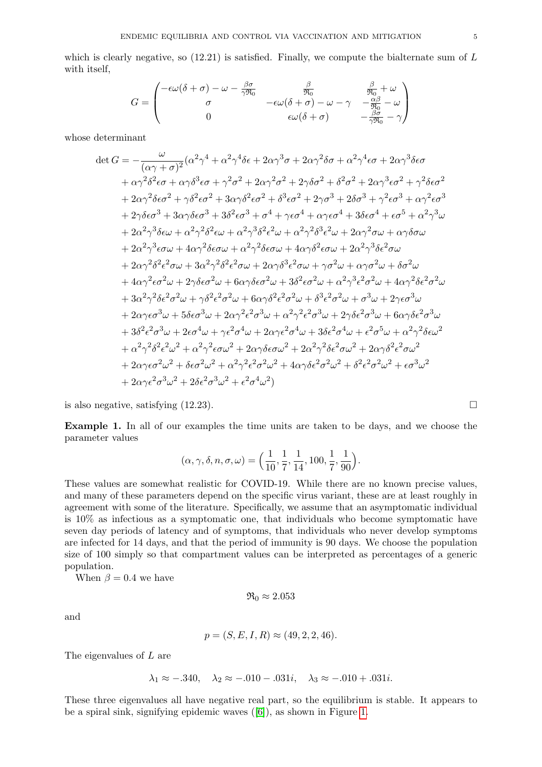which is clearly negative, so (12.21) is satisfied. Finally, we compute the bialternate sum of $L$ with itself,

$$G = \begin{pmatrix} -\epsilon\omega(\delta+\sigma) - \omega - \frac{\beta\sigma}{\gamma\mathfrak{R}_0} & \frac{\beta}{\mathfrak{R}_0} & \frac{\beta}{\mathfrak{R}_0} + \omega \\ \sigma & -\epsilon\omega(\delta+\sigma) - \omega - \gamma & -\frac{\alpha\beta}{\mathfrak{R}_0} - \omega \\ 0 & \epsilon\omega(\delta+\sigma) & -\frac{\beta\sigma}{\gamma\mathfrak{R}_0} - \gamma \end{pmatrix}$$

whose determinant

$$\begin{aligned}
\det G = &-\frac{\omega}{(\alpha\gamma+\sigma)^2}(\alpha^2\gamma^4 + \alpha^2\gamma^4\delta\epsilon + 2\alpha\gamma^3\sigma + 2\alpha\gamma^2\delta\sigma + \alpha^2\gamma^4\epsilon\sigma + 2\alpha\gamma^3\delta\epsilon\sigma \\
&+ \alpha\gamma^2\delta^2\epsilon\sigma + \alpha\gamma\delta^3\epsilon\sigma + \gamma^2\sigma^2 + 2\alpha\gamma^2\sigma^2 + 2\gamma\delta\sigma^2 + \delta^2\sigma^2 + 2\alpha\gamma^3\epsilon\sigma^2 + \gamma^2\delta\epsilon\sigma^2 \\
&+ 2\alpha\gamma^2\delta\epsilon\sigma^2 + \gamma\delta^2\epsilon\sigma^2 + 3\alpha\gamma\delta^2\epsilon\sigma^2 + \delta^3\epsilon\sigma^2 + 2\gamma\sigma^3 + 2\delta\sigma^3 + \gamma^2\epsilon\sigma^3 + \alpha\gamma^2\epsilon\sigma^3 \\
&+ 2\gamma\delta\epsilon\sigma^3 + 3\alpha\gamma\delta\epsilon\sigma^3 + 3\delta^2\epsilon\sigma^3 + \sigma^4 + \gamma\epsilon\sigma^4 + \alpha\gamma\epsilon\sigma^4 + 3\delta\epsilon\sigma^4 + \epsilon\sigma^5 + \alpha^2\gamma^3\omega \\
&+ 2\alpha^2\gamma^3\delta\epsilon\omega + \alpha^2\gamma^2\delta^2\epsilon\omega + \alpha^2\gamma^3\delta^2\epsilon^2\omega + \alpha^2\gamma^2\delta^3\epsilon^2\omega + 2\alpha\gamma^2\sigma\omega + \alpha\gamma\delta\sigma\omega \\
&+ 2\alpha^2\gamma^3\epsilon\sigma\omega + 4\alpha\gamma^2\delta\epsilon\sigma\omega + \alpha^2\gamma^2\delta\epsilon\sigma\omega + 4\alpha\gamma\delta^2\epsilon\sigma\omega + 2\alpha^2\gamma^3\delta\epsilon^2\sigma\omega \\
&+ 2\alpha\gamma^2\delta^2\epsilon^2\sigma\omega + 3\alpha^2\gamma^2\delta^2\epsilon^2\sigma\omega + 2\alpha\gamma\delta^3\epsilon^2\sigma\omega + \gamma\sigma^2\omega + \alpha\gamma\sigma^2\omega + \delta\sigma^2\omega \\
&+ 4\alpha\gamma^2\epsilon\sigma^2\omega + 2\gamma\delta\epsilon\sigma^2\omega + 6\alpha\gamma\delta\epsilon\sigma^2\omega + 3\delta^2\epsilon\sigma^2\omega + \alpha^2\gamma^3\epsilon^2\sigma^2\omega + 4\alpha\gamma^2\delta\epsilon^2\sigma^2\omega \\
&+ 3\alpha^2\gamma^2\delta\epsilon^2\sigma^2\omega + \gamma\delta^2\epsilon^2\sigma^2\omega + 6\alpha\gamma\delta^2\epsilon^2\sigma^2\omega + \delta^3\epsilon^2\sigma^2\omega + \sigma^3\omega + 2\gamma\epsilon\sigma^3\omega \\
&+ 2\alpha\gamma\epsilon\sigma^3\omega + 5\delta\epsilon\sigma^3\omega + 2\alpha\gamma^2\epsilon^2\sigma^3\omega + \alpha^2\gamma^2\epsilon^2\sigma^3\omega + 2\gamma\delta\epsilon^2\sigma^3\omega + 6\alpha\gamma\delta\epsilon^2\sigma^3\omega \\
&+ 3\delta^2\epsilon^2\sigma^3\omega + 2\epsilon\sigma^4\omega + \gamma\epsilon^2\sigma^4\omega + 2\alpha\gamma\epsilon^2\sigma^4\omega + 3\delta\epsilon^2\sigma^4\omega + \epsilon^2\sigma^5\omega + \alpha^2\gamma^2\delta\epsilon\omega^2 \\
&+ \alpha^2\gamma^2\delta^2\epsilon^2\omega^2 + \alpha^2\gamma^2\epsilon\sigma\omega^2 + 2\alpha\gamma\delta\epsilon\sigma\omega^2 + 2\alpha^2\gamma^2\delta\epsilon^2\sigma\omega^2 + 2\alpha\gamma\delta^2\epsilon^2\sigma\omega^2 \\
&+ 2\alpha\gamma\epsilon\sigma^2\omega^2 + \delta\epsilon\sigma^2\omega^2 + \alpha^2\gamma^2\epsilon^2\sigma^2\omega^2 + 4\alpha\gamma\delta\epsilon^2\sigma^2\omega^2 + \delta^2\epsilon^2\sigma^2\omega^2 + \epsilon\sigma^3\omega^2 \\
&+ 2\alpha\gamma\epsilon^2\sigma^3\omega^2 + 2\delta\epsilon^2\sigma^3\omega^2 + \epsilon^2\sigma^4\omega^2)
\end{aligned}$$

is also negative, satisfying (12.23). □

**Example 1.** In all of our examples the time units are taken to be days, and we choose the parameter values

$$(\alpha, \gamma, \delta, n, \sigma, \omega) = \Big(\frac{1}{10}, \frac{1}{7}, \frac{1}{14}, 100, \frac{1}{7}, \frac{1}{90}\Big).$$

These values are somewhat realistic for COVID-19. While there are no known precise values, and many of these parameters depend on the specific virus variant, these are at least roughly in agreement with some of the literature. Specifically, we assume that an asymptomatic individual is 10% as infectious as a symptomatic one, that individuals who become symptomatic have seven day periods of latency and of symptoms, that individuals who never develop symptoms are infected for 14 days, and that the period of immunity is 90 days. We choose the population size of 100 simply so that compartment values can be interpreted as percentages of a generic population.

When $\beta = 0.4$ we have

$$\mathfrak{R}_0 \approx 2.053$$

and

$$p = (S, E, I, R) \approx (49, 2, 2, 46).$$

The eigenvalues of $L$ are

$$\lambda_1 \approx -.340, \quad \lambda_2 \approx -.010 - .031i, \quad \lambda_3 \approx -.010 + .031i.$$

These three eigenvalues all have negative real part, so the equilibrium is stable. It appears to be a spiral sink, signifying epidemic waves ([6]), as shown in Figure 1.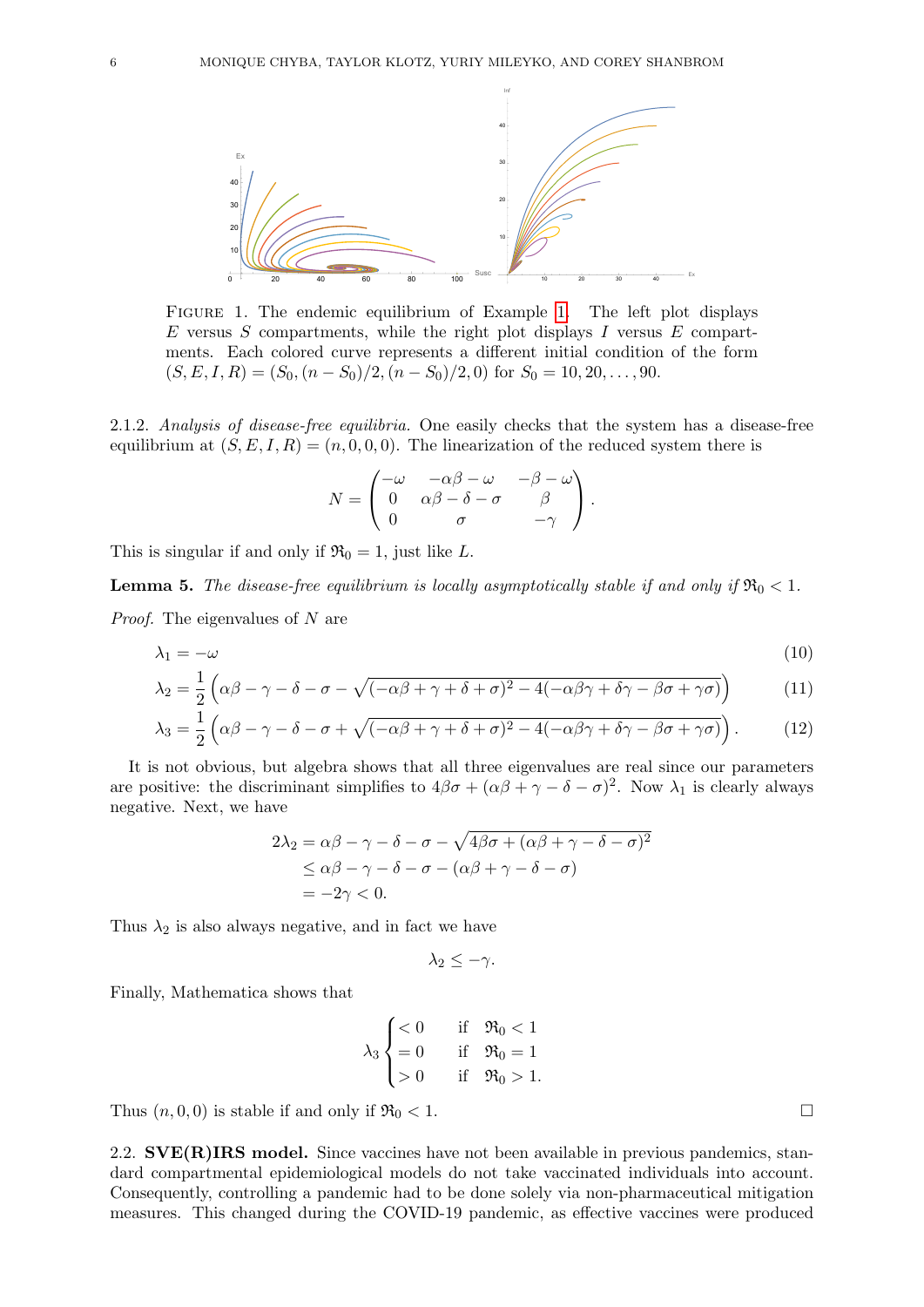FIGURE 1. The endemic equilibrium of Example 1. The left plot displays $E$ versus $S$ compartments, while the right plot displays $I$ versus $E$ compartments. Each colored curve represents a different initial condition of the form $(S, E, I, R) = (S_0, (n - S_0)/2, (n - S_0)/2, 0)$ for $S_0 = 10, 20, \ldots, 90$.

2.1.2. *Analysis of disease-free equilibria.* One easily checks that the system has a disease-free equilibrium at $(S, E, I, R) = (n, 0, 0, 0)$. The linearization of the reduced system there is

$$N = \begin{pmatrix} -\omega & -\alpha\beta - \omega & -\beta - \omega \\ 0 & \alpha\beta - \delta - \sigma & \beta \\ 0 & \sigma & -\gamma \end{pmatrix}.$$

This is singular if and only if $\mathfrak{R}_0 = 1$, just like $L$.

**Lemma 5.** *The disease-free equilibrium is locally asymptotically stable if and only if $\mathfrak{R}_0 < 1$.*

*Proof.* The eigenvalues of $N$ are

$$\lambda_1 = -\omega \tag{10}$$

$$\lambda_2 = \frac{1}{2}\left(\alpha\beta - \gamma - \delta - \sigma - \sqrt{(-\alpha\beta + \gamma + \delta + \sigma)^2 - 4(-\alpha\beta\gamma + \delta\gamma - \beta\sigma + \gamma\sigma)}\right) \tag{11}$$

$$\lambda_3 = \frac{1}{2}\left(\alpha\beta - \gamma - \delta - \sigma + \sqrt{(-\alpha\beta + \gamma + \delta + \sigma)^2 - 4(-\alpha\beta\gamma + \delta\gamma - \beta\sigma + \gamma\sigma)}\right). \tag{12}$$

It is not obvious, but algebra shows that all three eigenvalues are real since our parameters are positive: the discriminant simplifies to $4\beta\sigma + (\alpha\beta + \gamma - \delta - \sigma)^2$. Now $\lambda_1$ is clearly always negative. Next, we have

$$\begin{aligned} 2\lambda_2 &= \alpha\beta - \gamma - \delta - \sigma - \sqrt{4\beta\sigma + (\alpha\beta + \gamma - \delta - \sigma)^2} \\ &\leq \alpha\beta - \gamma - \delta - \sigma - (\alpha\beta + \gamma - \delta - \sigma) \\ &= -2\gamma < 0. \end{aligned}$$

Thus $\lambda_2$ is also always negative, and in fact we have

$$\lambda_2 \leq -\gamma.$$

Finally, Mathematica shows that

$$\lambda_3 \begin{cases} < 0 & \text{if} \quad \mathfrak{R}_0 < 1 \\ = 0 & \text{if} \quad \mathfrak{R}_0 = 1 \\ > 0 & \text{if} \quad \mathfrak{R}_0 > 1. \end{cases}$$

Thus $(n, 0, 0)$ is stable if and only if $\mathfrak{R}_0 < 1$. □

2.2. **SVE(R)IRS model.** Since vaccines have not been available in previous pandemics, standard compartmental epidemiological models do not take vaccinated individuals into account. Consequently, controlling a pandemic had to be done solely via non-pharmaceutical mitigation measures. This changed during the COVID-19 pandemic, as effective vaccines were produced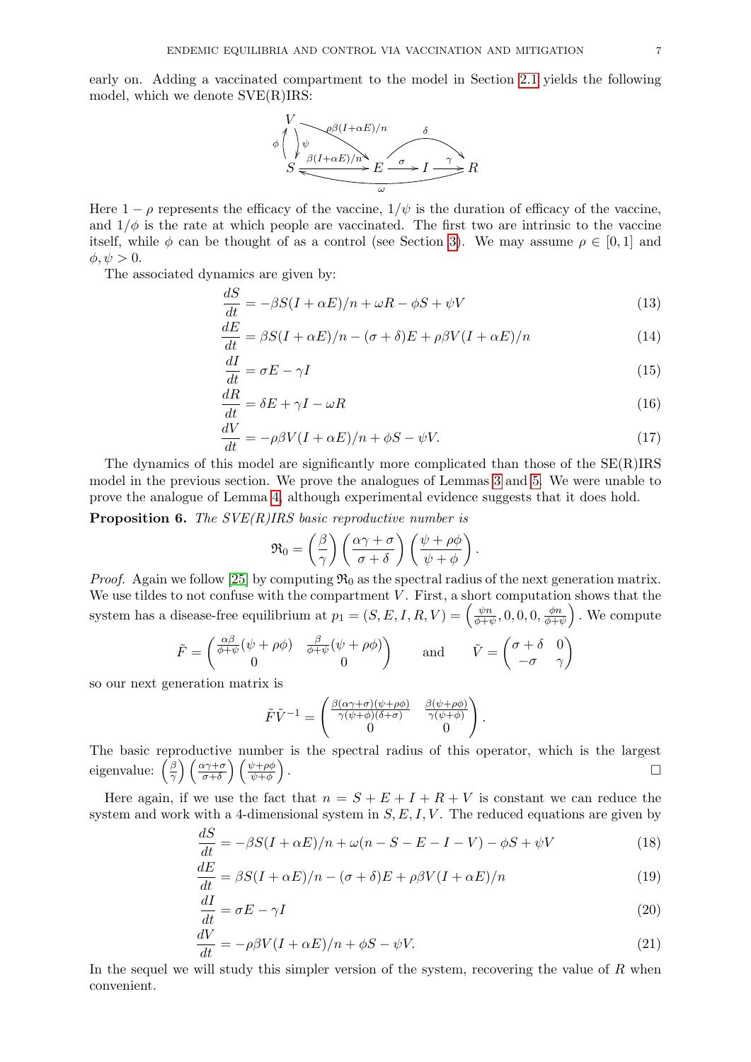early on. Adding a vaccinated compartment to the model in Section 2.1 yields the following model, which we denote SVE(R)IRS:

$$
\begin{array}{c}
V \xrightarrow{\rho\beta(I+\alpha E)/n} E, \quad V \overset{\psi}{\underset{\phi}{\rightleftarrows}} S \\
S \xrightarrow{\beta(I+\alpha E)/n} E \xrightarrow{\sigma} I \xrightarrow{\gamma} R, \quad E \xrightarrow{\delta} R, \quad R \xrightarrow{\omega} S
\end{array}
$$

Here $1-\rho$ represents the efficacy of the vaccine, $1/\psi$ is the duration of efficacy of the vaccine, and $1/\phi$ is the rate at which people are vaccinated. The first two are intrinsic to the vaccine itself, while $\phi$ can be thought of as a control (see Section 3). We may assume $\rho \in [0, 1]$ and $\phi, \psi > 0$.

The associated dynamics are given by:

$$\frac{dS}{dt} = -\beta S(I + \alpha E)/n + \omega R - \phi S + \psi V \tag{13}$$

$$\frac{dE}{dt} = \beta S(I + \alpha E)/n - (\sigma + \delta)E + \rho\beta V(I + \alpha E)/n \tag{14}$$

$$\frac{dI}{dt} = \sigma E - \gamma I \tag{15}$$

$$\frac{dR}{dt} = \delta E + \gamma I - \omega R \tag{16}$$

$$\frac{dV}{dt} = -\rho\beta V(I + \alpha E)/n + \phi S - \psi V. \tag{17}$$

The dynamics of this model are significantly more complicated than those of the SE(R)IRS model in the previous section. We prove the analogues of Lemmas 3 and 5. We were unable to prove the analogue of Lemma 4, although experimental evidence suggests that it does hold.

**Proposition 6.** *The SVE(R)IRS basic reproductive number is*

$$\mathfrak{R}_0 = \left(\frac{\beta}{\gamma}\right)\left(\frac{\alpha\gamma + \sigma}{\sigma + \delta}\right)\left(\frac{\psi + \rho\phi}{\psi + \phi}\right).$$

*Proof.* Again we follow [25] by computing $\mathfrak{R}_0$ as the spectral radius of the next generation matrix. We use tildes to not confuse with the compartment $V$. First, a short computation shows that the system has a disease-free equilibrium at $p_1 = (S, E, I, R, V) = \left(\frac{\psi n}{\phi+\psi}, 0, 0, 0, \frac{\phi n}{\phi+\psi}\right)$. We compute

$$\tilde{F} = \begin{pmatrix} \frac{\alpha\beta}{\phi+\psi}(\psi + \rho\phi) & \frac{\beta}{\phi+\psi}(\psi + \rho\phi) \\ 0 & 0 \end{pmatrix} \qquad \text{and} \qquad \tilde{V} = \begin{pmatrix} \sigma + \delta & 0 \\ -\sigma & \gamma \end{pmatrix}$$

so our next generation matrix is

$$\tilde{F}\tilde{V}^{-1} = \begin{pmatrix} \frac{\beta(\alpha\gamma+\sigma)(\psi+\rho\phi)}{\gamma(\psi+\phi)(\delta+\sigma)} & \frac{\beta(\psi+\rho\phi)}{\gamma(\psi+\phi)} \\ 0 & 0 \end{pmatrix}.$$

The basic reproductive number is the spectral radius of this operator, which is the largest eigenvalue: $\left(\frac{\beta}{\gamma}\right)\left(\frac{\alpha\gamma+\sigma}{\sigma+\delta}\right)\left(\frac{\psi+\rho\phi}{\psi+\phi}\right)$. □

Here again, if we use the fact that $n = S + E + I + R + V$ is constant we can reduce the system and work with a 4-dimensional system in $S, E, I, V$. The reduced equations are given by

$$\frac{dS}{dt} = -\beta S(I + \alpha E)/n + \omega(n - S - E - I - V) - \phi S + \psi V \tag{18}$$

$$\frac{dE}{dt} = \beta S(I + \alpha E)/n - (\sigma + \delta)E + \rho\beta V(I + \alpha E)/n \tag{19}$$

$$\frac{dI}{dt} = \sigma E - \gamma I \tag{20}$$

$$\frac{dV}{dt} = -\rho\beta V(I + \alpha E)/n + \phi S - \psi V. \tag{21}$$

In the sequel we will study this simpler version of the system, recovering the value of $R$ when convenient.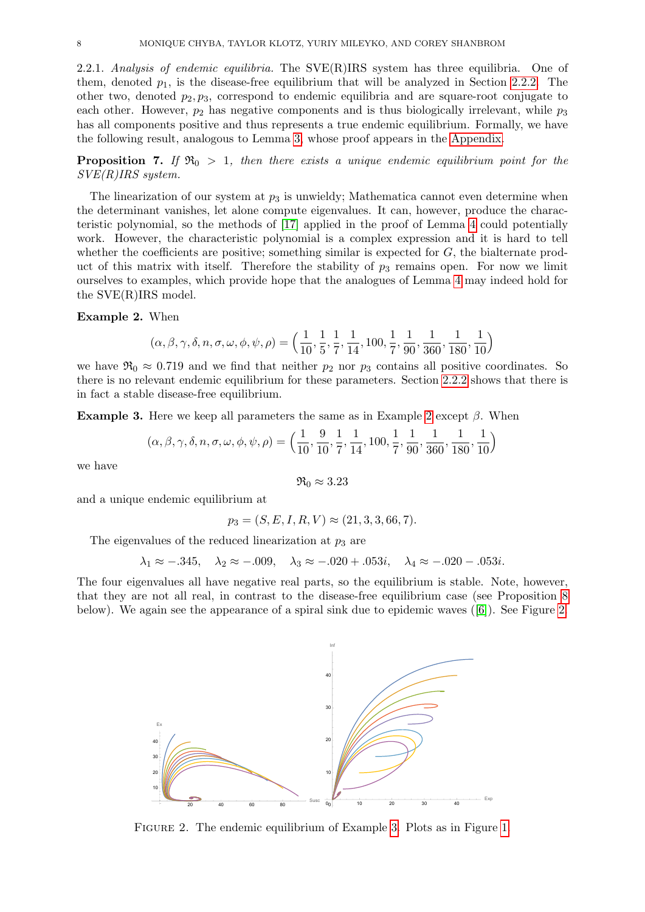2.2.1. *Analysis of endemic equilibria.* The SVE(R)IRS system has three equilibria. One of them, denoted $p_1$, is the disease-free equilibrium that will be analyzed in Section 2.2.2. The other two, denoted $p_2, p_3$, correspond to endemic equilibria and are square-root conjugate to each other. However, $p_2$ has negative components and is thus biologically irrelevant, while $p_3$ has all components positive and thus represents a true endemic equilibrium. Formally, we have the following result, analogous to Lemma 3, whose proof appears in the Appendix.

**Proposition 7.** *If $\mathfrak{R}_0 > 1$, then there exists a unique endemic equilibrium point for the SVE(R)IRS system.*

The linearization of our system at $p_3$ is unwieldy; Mathematica cannot even determine when the determinant vanishes, let alone compute eigenvalues. It can, however, produce the characteristic polynomial, so the methods of [17] applied in the proof of Lemma 4 could potentially work. However, the characteristic polynomial is a complex expression and it is hard to tell whether the coefficients are positive; something similar is expected for $G$, the bialternate product of this matrix with itself. Therefore the stability of $p_3$ remains open. For now we limit ourselves to examples, which provide hope that the analogues of Lemma 4 may indeed hold for the SVE(R)IRS model.

**Example 2.** When

$$(\alpha, \beta, \gamma, \delta, n, \sigma, \omega, \phi, \psi, \rho) = \Big(\frac{1}{10}, \frac{1}{5}, \frac{1}{7}, \frac{1}{14}, 100, \frac{1}{7}, \frac{1}{90}, \frac{1}{360}, \frac{1}{180}, \frac{1}{10}\Big)$$

we have $\mathfrak{R}_0 \approx 0.719$ and we find that neither $p_2$ nor $p_3$ contains all positive coordinates. So there is no relevant endemic equilibrium for these parameters. Section 2.2.2 shows that there is in fact a stable disease-free equilibrium.

**Example 3.** Here we keep all parameters the same as in Example 2 except $\beta$. When

$$(\alpha, \beta, \gamma, \delta, n, \sigma, \omega, \phi, \psi, \rho) = \Big(\frac{1}{10}, \frac{9}{10}, \frac{1}{7}, \frac{1}{14}, 100, \frac{1}{7}, \frac{1}{90}, \frac{1}{360}, \frac{1}{180}, \frac{1}{10}\Big)$$

we have

$$\mathfrak{R}_0 \approx 3.23$$

and a unique endemic equilibrium at

$$p_3 = (S, E, I, R, V) \approx (21, 3, 3, 66, 7).$$

The eigenvalues of the reduced linearization at $p_3$ are

$$\lambda_1 \approx -.345, \quad \lambda_2 \approx -.009, \quad \lambda_3 \approx -.020 + .053i, \quad \lambda_4 \approx -.020 - .053i.$$

The four eigenvalues all have negative real parts, so the equilibrium is stable. Note, however, that they are not all real, in contrast to the disease-free equilibrium case (see Proposition 8 below). We again see the appearance of a spiral sink due to epidemic waves ([6]). See Figure 2.

FIGURE 2. The endemic equilibrium of Example 3. Plots as in Figure 1.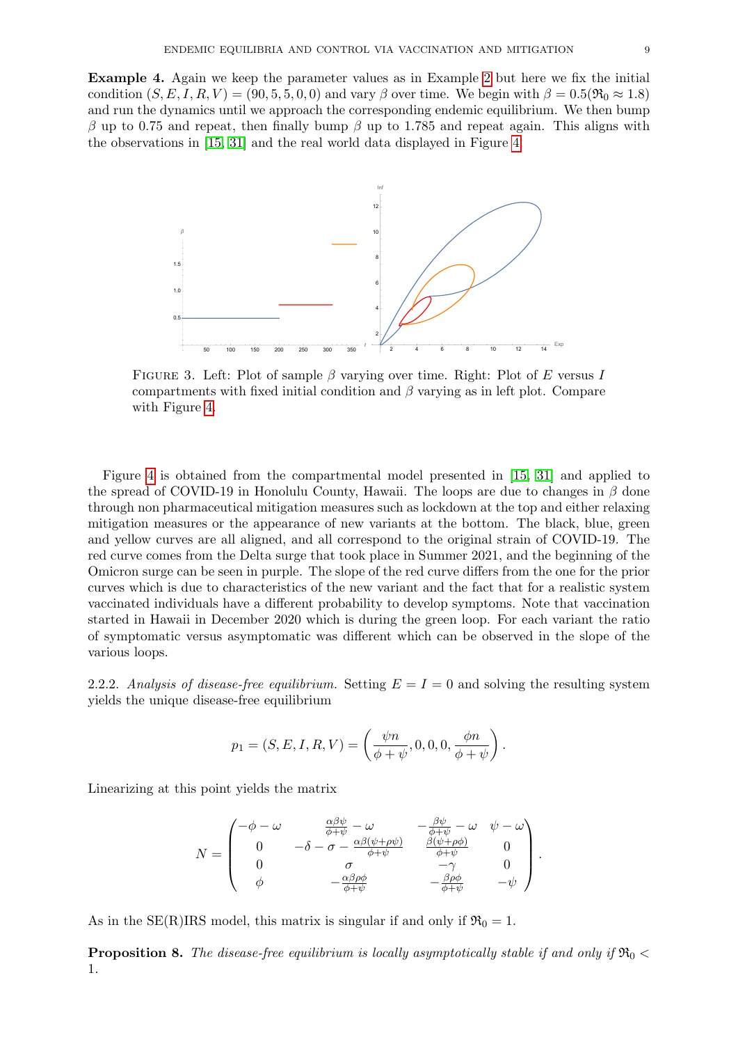**Example 4.** Again we keep the parameter values as in Example 2 but here we fix the initial condition $(S, E, I, R, V) = (90, 5, 5, 0, 0)$ and vary $\beta$ over time. We begin with $\beta = 0.5 (\mathfrak{R}_0 \approx 1.8)$ and run the dynamics until we approach the corresponding endemic equilibrium. We then bump $\beta$ up to 0.75 and repeat, then finally bump $\beta$ up to 1.785 and repeat again. This aligns with the observations in [15, 31] and the real world data displayed in Figure 4.

FIGURE 3. Left: Plot of sample $\beta$ varying over time. Right: Plot of $E$ versus $I$ compartments with fixed initial condition and $\beta$ varying as in left plot. Compare with Figure 4.

Figure 4 is obtained from the compartmental model presented in [15, 31] and applied to the spread of COVID-19 in Honolulu County, Hawaii. The loops are due to changes in $\beta$ done through non pharmaceutical mitigation measures such as lockdown at the top and either relaxing mitigation measures or the appearance of new variants at the bottom. The black, blue, green and yellow curves are all aligned, and all correspond to the original strain of COVID-19. The red curve comes from the Delta surge that took place in Summer 2021, and the beginning of the Omicron surge can be seen in purple. The slope of the red curve differs from the one for the prior curves which is due to characteristics of the new variant and the fact that for a realistic system vaccinated individuals have a different probability to develop symptoms. Note that vaccination started in Hawaii in December 2020 which is during the green loop. For each variant the ratio of symptomatic versus asymptomatic was different which can be observed in the slope of the various loops.

2.2.2. *Analysis of disease-free equilibrium.* Setting $E = I = 0$ and solving the resulting system yields the unique disease-free equilibrium

$$p_1 = (S, E, I, R, V) = \left( \frac{\psi n}{\phi + \psi}, 0, 0, 0, \frac{\phi n}{\phi + \psi} \right).$$

Linearizing at this point yields the matrix

$$N = \begin{pmatrix} -\phi - \omega & \frac{\alpha\beta\psi}{\phi+\psi} - \omega & -\frac{\beta\psi}{\phi+\psi} - \omega & \psi - \omega \\ 0 & -\delta - \sigma - \frac{\alpha\beta(\psi+\rho\psi)}{\phi+\psi} & \frac{\beta(\psi+\rho\phi)}{\phi+\psi} & 0 \\ 0 & \sigma & -\gamma & 0 \\ \phi & -\frac{\alpha\beta\rho\phi}{\phi+\psi} & -\frac{\beta\rho\phi}{\phi+\psi} & -\psi \end{pmatrix}.$$

As in the SE(R)IRS model, this matrix is singular if and only if $\mathfrak{R}_0 = 1$.

**Proposition 8.** *The disease-free equilibrium is locally asymptotically stable if and only if* $\mathfrak{R}_0 < 1$.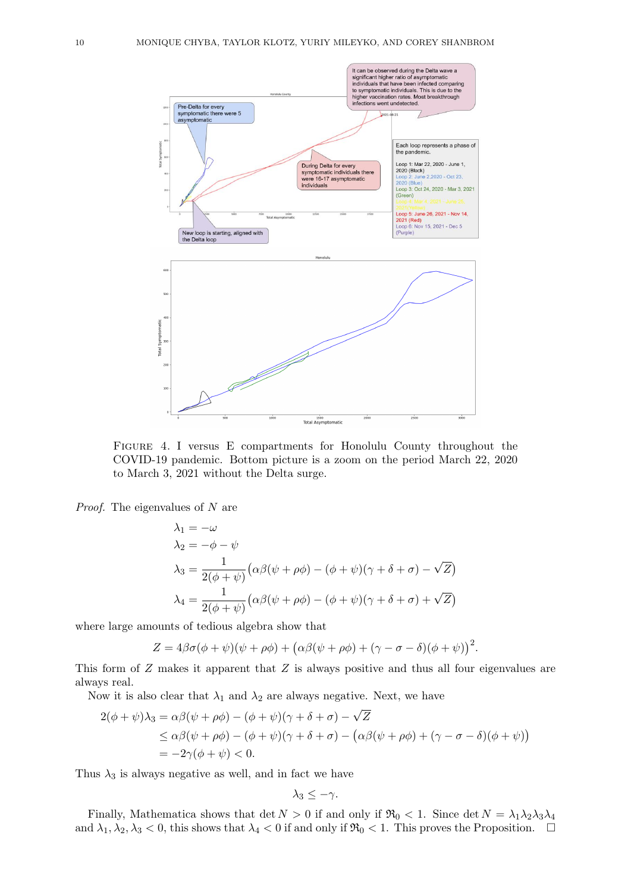FIGURE 4. I versus E compartments for Honolulu County throughout the COVID-19 pandemic. Bottom picture is a zoom on the period March 22, 2020 to March 3, 2021 without the Delta surge.

*Proof.* The eigenvalues of $N$ are

$$\lambda_1 = -\omega$$

$$\lambda_2 = -\phi - \psi$$

$$\lambda_3 = \frac{1}{2(\phi+\psi)}\left(\alpha\beta(\psi+\rho\phi) - (\phi+\psi)(\gamma+\delta+\sigma) - \sqrt{Z}\right)$$

$$\lambda_4 = \frac{1}{2(\phi+\psi)}\left(\alpha\beta(\psi+\rho\phi) - (\phi+\psi)(\gamma+\delta+\sigma) + \sqrt{Z}\right)$$

where large amounts of tedious algebra show that

$$Z = 4\beta\sigma(\phi+\psi)(\psi+\rho\phi) + \left(\alpha\beta(\psi+\rho\phi) + (\gamma-\sigma-\delta)(\phi+\psi)\right)^2.$$

This form of $Z$ makes it apparent that $Z$ is always positive and thus all four eigenvalues are always real.

Now it is also clear that $\lambda_1$ and $\lambda_2$ are always negative. Next, we have

$$\begin{aligned}
2(\phi+\psi)\lambda_3 &= \alpha\beta(\psi+\rho\phi) - (\phi+\psi)(\gamma+\delta+\sigma) - \sqrt{Z} \\
&\leq \alpha\beta(\psi+\rho\phi) - (\phi+\psi)(\gamma+\delta+\sigma) - \left(\alpha\beta(\psi+\rho\phi) + (\gamma-\sigma-\delta)(\phi+\psi)\right) \\
&= -2\gamma(\phi+\psi) < 0.
\end{aligned}$$

Thus $\lambda_3$ is always negative as well, and in fact we have

$$\lambda_3 \leq -\gamma.$$

Finally, Mathematica shows that $\det N > 0$ if and only if $\mathfrak{R}_0 < 1$. Since $\det N = \lambda_1\lambda_2\lambda_3\lambda_4$ and $\lambda_1, \lambda_2, \lambda_3 < 0$, this shows that $\lambda_4 < 0$ if and only if $\mathfrak{R}_0 < 1$. This proves the Proposition. $\square$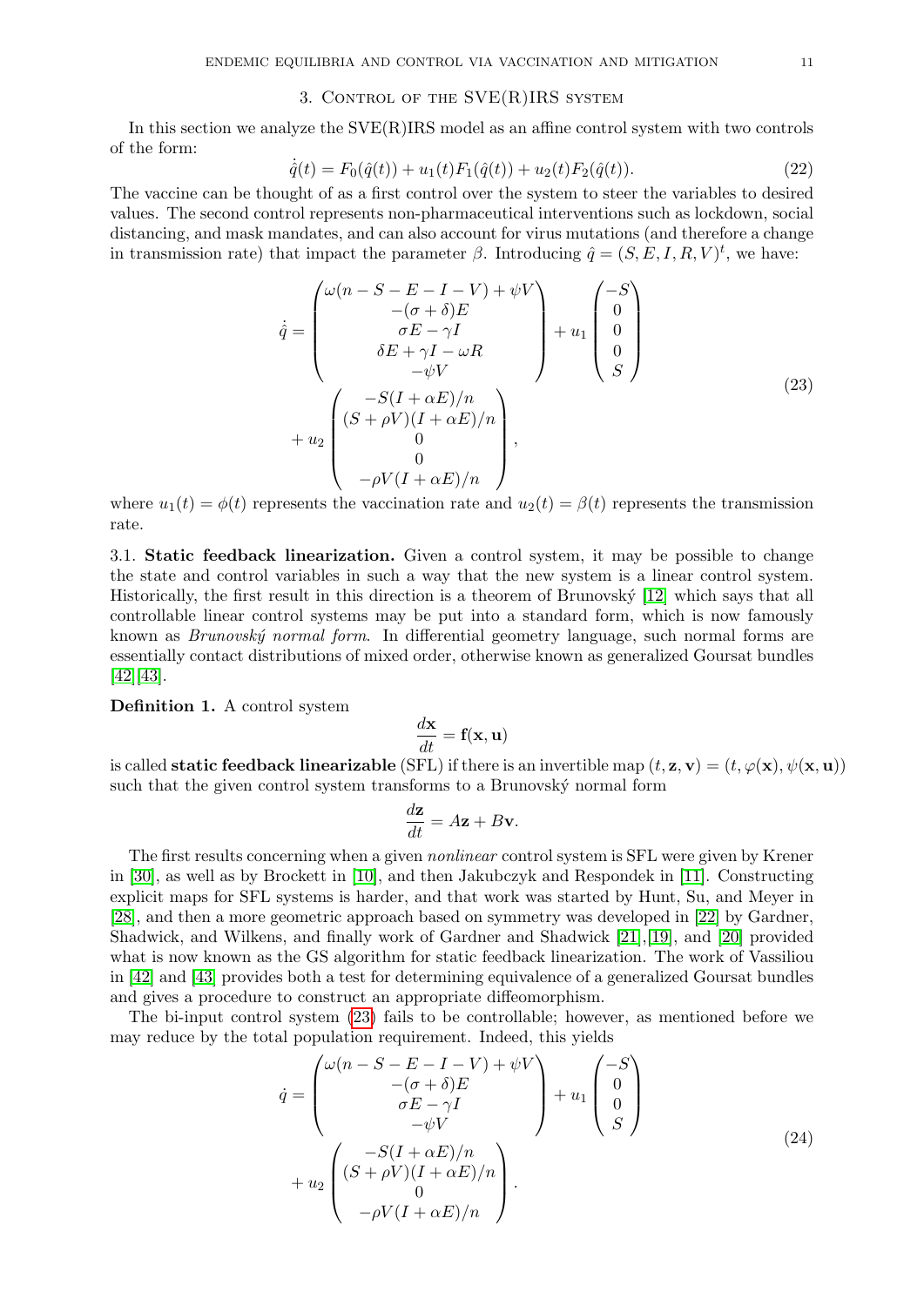## 3. Control of the SVE(R)IRS system

In this section we analyze the SVE(R)IRS model as an affine control system with two controls of the form:

$$\dot{\hat{q}}(t) = F_0(\hat{q}(t)) + u_1(t)F_1(\hat{q}(t)) + u_2(t)F_2(\hat{q}(t)). \tag{22}$$

The vaccine can be thought of as a first control over the system to steer the variables to desired values. The second control represents non-pharmaceutical interventions such as lockdown, social distancing, and mask mandates, and can also account for virus mutations (and therefore a change in transmission rate) that impact the parameter $\beta$. Introducing $\hat{q} = (S, E, I, R, V)^t$, we have:

$$\begin{aligned}
\dot{\hat{q}} = &\begin{pmatrix} \omega(n - S - E - I - V) + \psi V \\ -(\sigma + \delta)E \\ \sigma E - \gamma I \\ \delta E + \gamma I - \omega R \\ -\psi V \end{pmatrix} + u_1 \begin{pmatrix} -S \\ 0 \\ 0 \\ 0 \\ S \end{pmatrix} \\
&+ u_2 \begin{pmatrix} -S(I + \alpha E)/n \\ (S + \rho V)(I + \alpha E)/n \\ 0 \\ 0 \\ -\rho V(I + \alpha E)/n \end{pmatrix},
\end{aligned} \tag{23}$$

where $u_1(t) = \phi(t)$ represents the vaccination rate and $u_2(t) = \beta(t)$ represents the transmission rate.

### 3.1. Static feedback linearization.

Given a control system, it may be possible to change the state and control variables in such a way that the new system is a linear control system. Historically, the first result in this direction is a theorem of Brunovský [12] which says that all controllable linear control systems may be put into a standard form, which is now famously known as *Brunovský normal form*. In differential geometry language, such normal forms are essentially contact distributions of mixed order, otherwise known as generalized Goursat bundles [42][43].

**Definition 1.** A control system

$$\frac{d\mathbf{x}}{dt} = \mathbf{f}(\mathbf{x}, \mathbf{u})$$

is called **static feedback linearizable** (SFL) if there is an invertible map $(t, \mathbf{z}, \mathbf{v}) = (t, \varphi(\mathbf{x}), \psi(\mathbf{x}, \mathbf{u}))$ such that the given control system transforms to a Brunovský normal form

$$\frac{d\mathbf{z}}{dt} = A\mathbf{z} + B\mathbf{v}.$$

The first results concerning when a given *nonlinear* control system is SFL were given by Krener in [30], as well as by Brockett in [10], and then Jakubczyk and Respondek in [11]. Constructing explicit maps for SFL systems is harder, and that work was started by Hunt, Su, and Meyer in [28], and then a more geometric approach based on symmetry was developed in [22] by Gardner, Shadwick, and Wilkens, and finally work of Gardner and Shadwick [21],[19], and [20] provided what is now known as the GS algorithm for static feedback linearization. The work of Vassiliou in [42] and [43] provides both a test for determining equivalence of a generalized Goursat bundles and gives a procedure to construct an appropriate diffeomorphism.

The bi-input control system (23) fails to be controllable; however, as mentioned before we may reduce by the total population requirement. Indeed, this yields

$$\begin{aligned}
\dot{q} = &\begin{pmatrix} \omega(n - S - E - I - V) + \psi V \\ -(\sigma + \delta)E \\ \sigma E - \gamma I \\ -\psi V \end{pmatrix} + u_1 \begin{pmatrix} -S \\ 0 \\ 0 \\ S \end{pmatrix} \\
&+ u_2 \begin{pmatrix} -S(I + \alpha E)/n \\ (S + \rho V)(I + \alpha E)/n \\ 0 \\ -\rho V(I + \alpha E)/n \end{pmatrix}.
\end{aligned} \tag{24}$$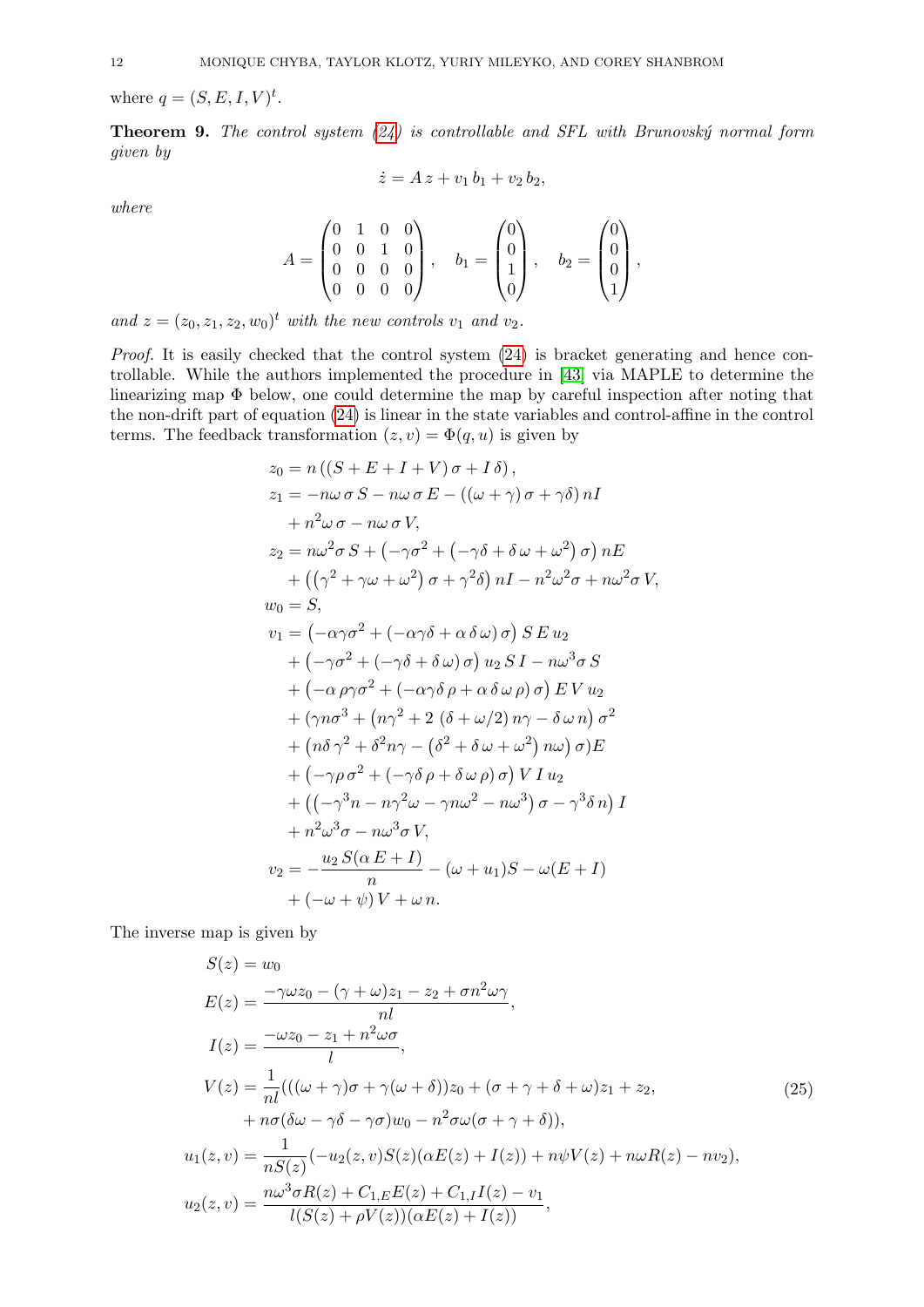where $q = (S, E, I, V)^t$.

**Theorem 9.** *The control system (24) is controllable and SFL with Brunovský normal form given by*

$$\dot{z} = A\, z + v_1\, b_1 + v_2\, b_2,$$

*where*

$$A = \begin{pmatrix} 0 & 1 & 0 & 0 \\ 0 & 0 & 1 & 0 \\ 0 & 0 & 0 & 0 \\ 0 & 0 & 0 & 0 \end{pmatrix}, \quad b_1 = \begin{pmatrix} 0 \\ 0 \\ 1 \\ 0 \end{pmatrix}, \quad b_2 = \begin{pmatrix} 0 \\ 0 \\ 0 \\ 1 \end{pmatrix},$$

*and $z = (z_0, z_1, z_2, w_0)^t$ with the new controls $v_1$ and $v_2$.*

*Proof.* It is easily checked that the control system (24) is bracket generating and hence controllable. While the authors implemented the procedure in [43] via MAPLE to determine the linearizing map $\Phi$ below, one could determine the map by careful inspection after noting that the non-drift part of equation (24) is linear in the state variables and control-affine in the control terms. The feedback transformation $(z, v) = \Phi(q, u)$ is given by

$$\begin{aligned}
z_0 &= n\left((S + E + I + V)\,\sigma + I\,\delta\right), \\
z_1 &= -n\omega\,\sigma\, S - n\omega\,\sigma\, E - \left((\omega + \gamma)\,\sigma + \gamma\delta\right) nI \\
&\quad + n^2\omega\,\sigma - n\omega\,\sigma\, V, \\
z_2 &= n\omega^2\sigma\, S + \left(-\gamma\sigma^2 + \left(-\gamma\delta + \delta\,\omega + \omega^2\right)\sigma\right) nE \\
&\quad + \left(\left(\gamma^2 + \gamma\omega + \omega^2\right)\sigma + \gamma^2\delta\right) nI - n^2\omega^2\sigma + n\omega^2\sigma\, V, \\
w_0 &= S, \\
v_1 &= \left(-\alpha\gamma\sigma^2 + \left(-\alpha\gamma\delta + \alpha\,\delta\,\omega\right)\sigma\right) S\, E\, u_2 \\
&\quad + \left(-\gamma\sigma^2 + \left(-\gamma\delta + \delta\,\omega\right)\sigma\right) u_2\, S\, I - n\omega^3\sigma\, S \\
&\quad + \left(-\alpha\,\rho\gamma\sigma^2 + \left(-\alpha\gamma\delta\,\rho + \alpha\,\delta\,\omega\,\rho\right)\sigma\right) E\, V\, u_2 \\
&\quad + (\gamma n\sigma^3 + \left(n\gamma^2 + 2\,\left(\delta + \omega/2\right) n\gamma - \delta\,\omega\, n\right)\sigma^2 \\
&\quad + \left(n\delta\,\gamma^2 + \delta^2 n\gamma - \left(\delta^2 + \delta\,\omega + \omega^2\right) n\omega\right)\sigma)E \\
&\quad + \left(-\gamma\rho\,\sigma^2 + \left(-\gamma\delta\,\rho + \delta\,\omega\,\rho\right)\sigma\right) V\, I\, u_2 \\
&\quad + \left(\left(-\gamma^3 n - n\gamma^2\omega - \gamma n\omega^2 - n\omega^3\right)\sigma - \gamma^3\delta\, n\right) I \\
&\quad + n^2\omega^3\sigma - n\omega^3\sigma\, V, \\
v_2 &= -\frac{u_2\, S(\alpha\, E + I)}{n} - (\omega + u_1)S - \omega(E + I) \\
&\quad + \left(-\omega + \psi\right) V + \omega\, n.
\end{aligned}$$

The inverse map is given by

$$\begin{aligned}
S(z) &= w_0 \\
E(z) &= \frac{-\gamma\omega z_0 - (\gamma + \omega)z_1 - z_2 + \sigma n^2\omega\gamma}{nl}, \\
I(z) &= \frac{-\omega z_0 - z_1 + n^2\omega\sigma}{l}, \\
V(z) &= \frac{1}{nl}(((\omega + \gamma)\sigma + \gamma(\omega + \delta))z_0 + (\sigma + \gamma + \delta + \omega)z_1 + z_2, \\
&\quad + n\sigma(\delta\omega - \gamma\delta - \gamma\sigma)w_0 - n^2\sigma\omega(\sigma + \gamma + \delta)), \\
u_1(z, v) &= \frac{1}{nS(z)}(-u_2(z, v)S(z)(\alpha E(z) + I(z)) + n\psi V(z) + n\omega R(z) - nv_2), \\
u_2(z, v) &= \frac{n\omega^3\sigma R(z) + C_{1,E}E(z) + C_{1,I}I(z) - v_1}{l(S(z) + \rho V(z))(\alpha E(z) + I(z))},
\end{aligned} \tag{25}$$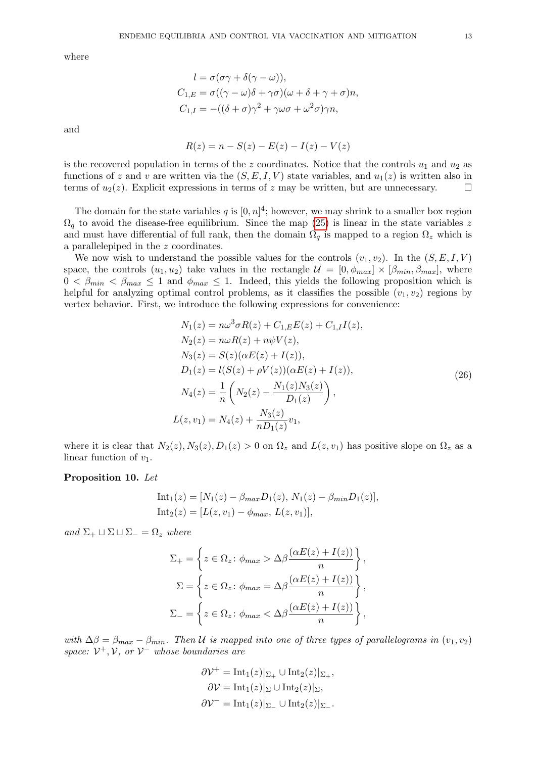where

$$
\begin{aligned}
l &= \sigma(\sigma\gamma + \delta(\gamma - \omega)), \\
C_{1,E} &= \sigma((\gamma - \omega)\delta + \gamma\sigma)(\omega + \delta + \gamma + \sigma)n, \\
C_{1,I} &= -((\delta + \sigma)\gamma^2 + \gamma\omega\sigma + \omega^2\sigma)\gamma n,
\end{aligned}
$$

and

$$
R(z) = n - S(z) - E(z) - I(z) - V(z)
$$

is the recovered population in terms of the $z$ coordinates. Notice that the controls $u_1$ and $u_2$ as functions of $z$ and $v$ are written via the $(S, E, I, V)$ state variables, and $u_1(z)$ is written also in terms of $u_2(z)$. Explicit expressions in terms of $z$ may be written, but are unnecessary. $\square$

The domain for the state variables $q$ is $[0, n]^4$; however, we may shrink to a smaller box region $\Omega_q$ to avoid the disease-free equilibrium. Since the map (25) is linear in the state variables $z$ and must have differential of full rank, then the domain $\Omega_q$ is mapped to a region $\Omega_z$ which is a parallelepiped in the $z$ coordinates.

We now wish to understand the possible values for the controls $(v_1, v_2)$. In the $(S, E, I, V)$ space, the controls $(u_1, u_2)$ take values in the rectangle $\mathcal{U} = [0, \phi_{max}] \times [\beta_{min}, \beta_{max}]$, where $0 < \beta_{min} < \beta_{max} \leq 1$ and $\phi_{max} \leq 1$. Indeed, this yields the following proposition which is helpful for analyzing optimal control problems, as it classifies the possible $(v_1, v_2)$ regions by vertex behavior. First, we introduce the following expressions for convenience:

$$
\begin{aligned}
N_1(z) &= n\omega^3\sigma R(z) + C_{1,E}E(z) + C_{1,I}I(z), \\
N_2(z) &= n\omega R(z) + n\psi V(z), \\
N_3(z) &= S(z)(\alpha E(z) + I(z)), \\
D_1(z) &= l(S(z) + \rho V(z))(\alpha E(z) + I(z)), \\
N_4(z) &= \frac{1}{n}\left(N_2(z) - \frac{N_1(z)N_3(z)}{D_1(z)}\right), \\
L(z, v_1) &= N_4(z) + \frac{N_3(z)}{nD_1(z)}v_1,
\end{aligned}
\tag{26}
$$

where it is clear that $N_2(z), N_3(z), D_1(z) > 0$ on $\Omega_z$ and $L(z, v_1)$ has positive slope on $\Omega_z$ as a linear function of $v_1$.

**Proposition 10.** *Let*

$$
\begin{aligned}
\mathrm{Int}_1(z) &= [N_1(z) - \beta_{max}D_1(z),\, N_1(z) - \beta_{min}D_1(z)], \\
\mathrm{Int}_2(z) &= [L(z, v_1) - \phi_{max},\, L(z, v_1)],
\end{aligned}
$$

*and* $\Sigma_+ \sqcup \Sigma \sqcup \Sigma_- = \Omega_z$ *where*

$$
\begin{aligned}
\Sigma_+ &= \left\{ z \in \Omega_z \colon \phi_{max} > \Delta\beta\frac{(\alpha E(z) + I(z))}{n} \right\}, \\
\Sigma &= \left\{ z \in \Omega_z \colon \phi_{max} = \Delta\beta\frac{(\alpha E(z) + I(z))}{n} \right\}, \\
\Sigma_- &= \left\{ z \in \Omega_z \colon \phi_{max} < \Delta\beta\frac{(\alpha E(z) + I(z))}{n} \right\},
\end{aligned}
$$

*with* $\Delta\beta = \beta_{max} - \beta_{min}$. *Then* $\mathcal{U}$ *is mapped into one of three types of parallelograms in* $(v_1, v_2)$ *space:* $\mathcal{V}^+, \mathcal{V}$, *or* $\mathcal{V}^-$ *whose boundaries are*

$$
\begin{aligned}
\partial\mathcal{V}^+ &= \mathrm{Int}_1(z)|_{\Sigma_+} \cup \mathrm{Int}_2(z)|_{\Sigma_+}, \\
\partial\mathcal{V} &= \mathrm{Int}_1(z)|_{\Sigma} \cup \mathrm{Int}_2(z)|_{\Sigma}, \\
\partial\mathcal{V}^- &= \mathrm{Int}_1(z)|_{\Sigma_-} \cup \mathrm{Int}_2(z)|_{\Sigma_-}.
\end{aligned}
$$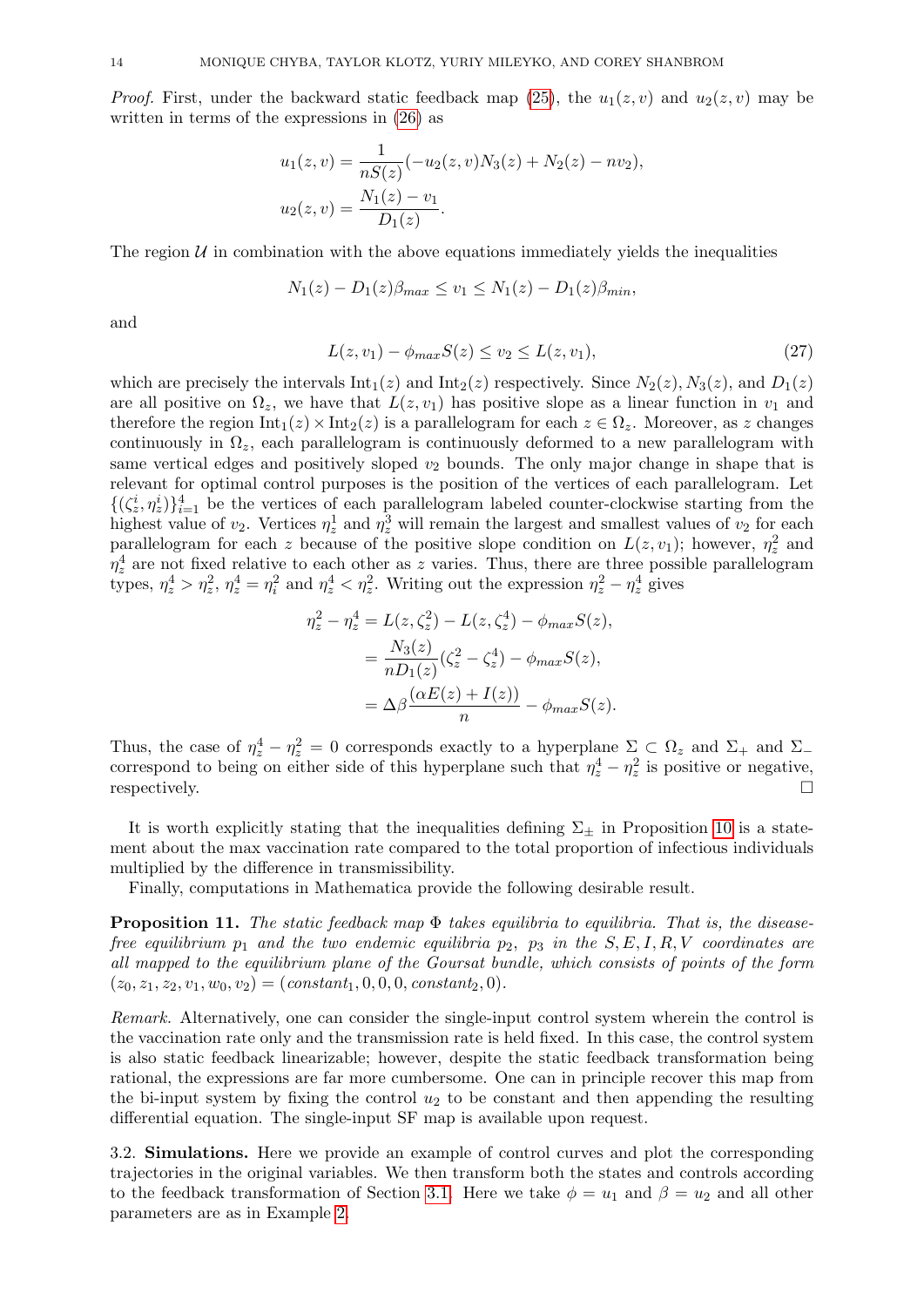*Proof.* First, under the backward static feedback map (25), the $u_1(z,v)$ and $u_2(z,v)$ may be written in terms of the expressions in (26) as

$$
\begin{aligned}
u_1(z,v) &= \frac{1}{nS(z)}(-u_2(z,v)N_3(z) + N_2(z) - nv_2), \\
u_2(z,v) &= \frac{N_1(z) - v_1}{D_1(z)}.
\end{aligned}
$$

The region $\mathcal{U}$ in combination with the above equations immediately yields the inequalities

$$
N_1(z) - D_1(z)\beta_{max} \leq v_1 \leq N_1(z) - D_1(z)\beta_{min},
$$

and

$$
L(z, v_1) - \phi_{max} S(z) \leq v_2 \leq L(z, v_1), \tag{27}
$$

which are precisely the intervals $\text{Int}_1(z)$ and $\text{Int}_2(z)$ respectively. Since $N_2(z), N_3(z)$, and $D_1(z)$ are all positive on $\Omega_z$, we have that $L(z, v_1)$ has positive slope as a linear function in $v_1$ and therefore the region $\text{Int}_1(z) \times \text{Int}_2(z)$ is a parallelogram for each $z \in \Omega_z$. Moreover, as $z$ changes continuously in $\Omega_z$, each parallelogram is continuously deformed to a new parallelogram with same vertical edges and positively sloped $v_2$ bounds. The only major change in shape that is relevant for optimal control purposes is the position of the vertices of each parallelogram. Let $\{(\zeta_z^i, \eta_z^i)\}_{i=1}^4$ be the vertices of each parallelogram labeled counter-clockwise starting from the highest value of $v_2$. Vertices $\eta_z^1$ and $\eta_z^3$ will remain the largest and smallest values of $v_2$ for each parallelogram for each $z$ because of the positive slope condition on $L(z, v_1)$; however, $\eta_z^2$ and $\eta_z^4$ are not fixed relative to each other as $z$ varies. Thus, there are three possible parallelogram types, $\eta_z^4 > \eta_z^2$, $\eta_z^4 = \eta_i^2$ and $\eta_z^4 < \eta_z^2$. Writing out the expression $\eta_z^2 - \eta_z^4$ gives

$$
\begin{aligned}
\eta_z^2 - \eta_z^4 &= L(z, \zeta_z^2) - L(z, \zeta_z^4) - \phi_{max} S(z), \\
&= \frac{N_3(z)}{nD_1(z)}(\zeta_z^2 - \zeta_z^4) - \phi_{max} S(z), \\
&= \Delta\beta \frac{(\alpha E(z) + I(z))}{n} - \phi_{max} S(z).
\end{aligned}
$$

Thus, the case of $\eta_z^4 - \eta_z^2 = 0$ corresponds exactly to a hyperplane $\Sigma \subset \Omega_z$ and $\Sigma_+$ and $\Sigma_-$ correspond to being on either side of this hyperplane such that $\eta_z^4 - \eta_z^2$ is positive or negative, respectively. □

It is worth explicitly stating that the inequalities defining $\Sigma_\pm$ in Proposition 10 is a statement about the max vaccination rate compared to the total proportion of infectious individuals multiplied by the difference in transmissibility.

Finally, computations in Mathematica provide the following desirable result.

**Proposition 11.** *The static feedback map $\Phi$ takes equilibria to equilibria. That is, the disease-free equilibrium $p_1$ and the two endemic equilibria $p_2$, $p_3$ in the $S, E, I, R, V$ coordinates are all mapped to the equilibrium plane of the Goursat bundle, which consists of points of the form $(z_0, z_1, z_2, v_1, w_0, v_2) = (constant_1, 0, 0, 0, constant_2, 0)$.*

*Remark.* Alternatively, one can consider the single-input control system wherein the control is the vaccination rate only and the transmission rate is held fixed. In this case, the control system is also static feedback linearizable; however, despite the static feedback transformation being rational, the expressions are far more cumbersome. One can in principle recover this map from the bi-input system by fixing the control $u_2$ to be constant and then appending the resulting differential equation. The single-input SF map is available upon request.

3.2. **Simulations.** Here we provide an example of control curves and plot the corresponding trajectories in the original variables. We then transform both the states and controls according to the feedback transformation of Section 3.1. Here we take $\phi = u_1$ and $\beta = u_2$ and all other parameters are as in Example 2.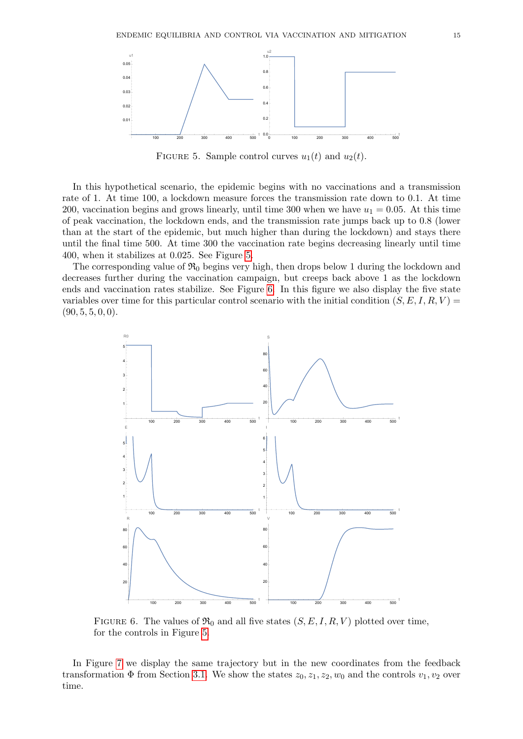FIGURE 5. Sample control curves $u_1(t)$ and $u_2(t)$.

In this hypothetical scenario, the epidemic begins with no vaccinations and a transmission rate of 1. At time 100, a lockdown measure forces the transmission rate down to 0.1. At time 200, vaccination begins and grows linearly, until time 300 when we have $u_1 = 0.05$. At this time of peak vaccination, the lockdown ends, and the transmission rate jumps back up to 0.8 (lower than at the start of the epidemic, but much higher than during the lockdown) and stays there until the final time 500. At time 300 the vaccination rate begins decreasing linearly until time 400, when it stabilizes at 0.025. See Figure 5.

The corresponding value of $\mathfrak{R}_0$ begins very high, then drops below 1 during the lockdown and decreases further during the vaccination campaign, but creeps back above 1 as the lockdown ends and vaccination rates stabilize. See Figure 6. In this figure we also display the five state variables over time for this particular control scenario with the initial condition $(S, E, I, R, V) = (90, 5, 5, 0, 0)$.

FIGURE 6. The values of $\mathfrak{R}_0$ and all five states $(S, E, I, R, V)$ plotted over time, for the controls in Figure 5.

In Figure 7 we display the same trajectory but in the new coordinates from the feedback transformation $\Phi$ from Section 3.1. We show the states $z_0, z_1, z_2, w_0$ and the controls $v_1, v_2$ over time.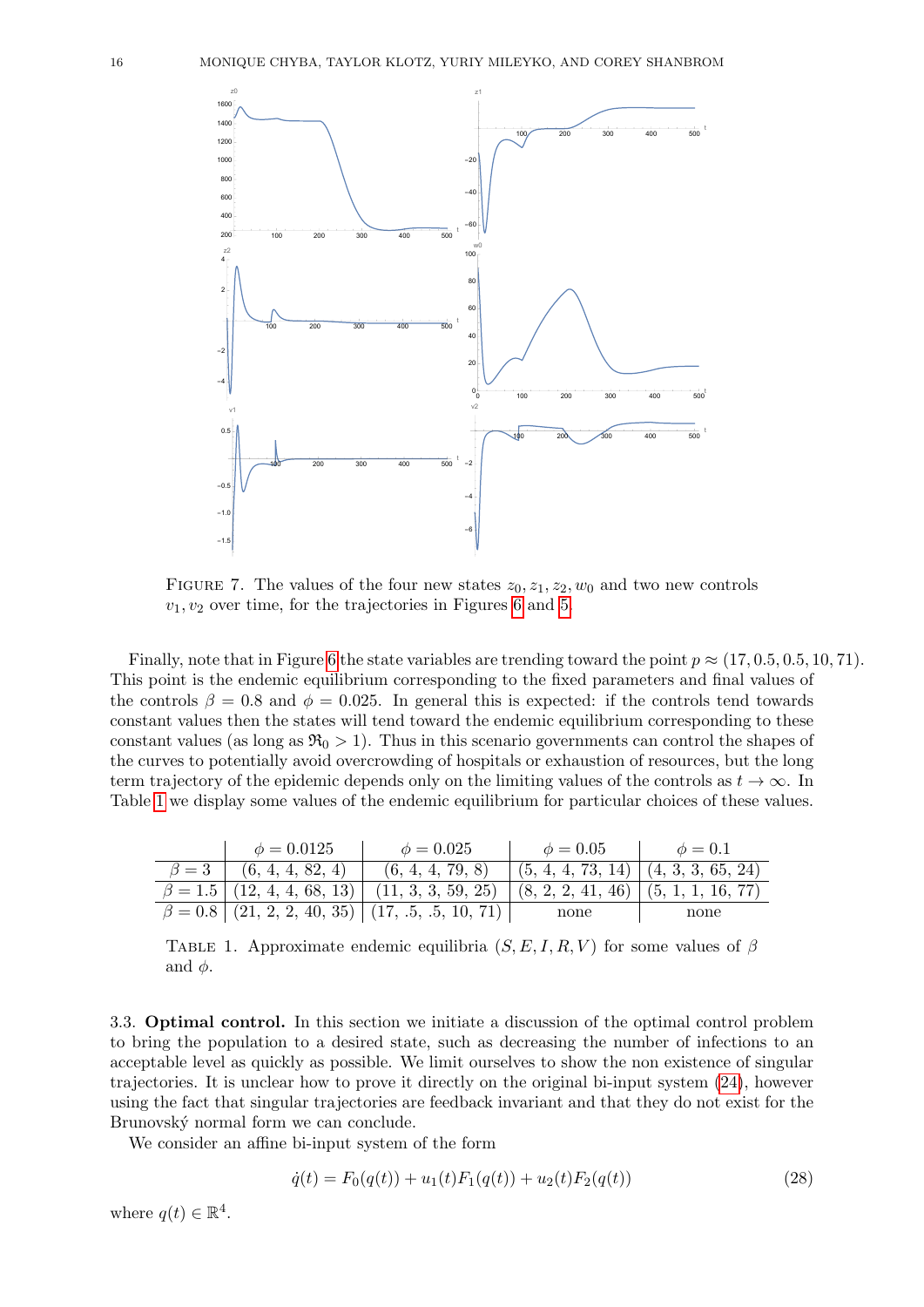Figure 7. The values of the four new states $z_0, z_1, z_2, w_0$ and two new controls $v_1, v_2$ over time, for the trajectories in Figures 6 and 5.

Finally, note that in Figure 6 the state variables are trending toward the point $p \approx (17, 0.5, 0.5, 10, 71)$. This point is the endemic equilibrium corresponding to the fixed parameters and final values of the controls $\beta = 0.8$ and $\phi = 0.025$. In general this is expected: if the controls tend towards constant values then the states will tend toward the endemic equilibrium corresponding to these constant values (as long as $\mathfrak{R}_0 > 1$). Thus in this scenario governments can control the shapes of the curves to potentially avoid overcrowding of hospitals or exhaustion of resources, but the long term trajectory of the epidemic depends only on the limiting values of the controls as $t \to \infty$. In Table 1 we display some values of the endemic equilibrium for particular choices of these values.

| | $\phi = 0.0125$ | $\phi = 0.025$ | $\phi = 0.05$ | $\phi = 0.1$ |
|---|---|---|---|---|
| $\beta = 3$ | (6, 4, 4, 82, 4) | (6, 4, 4, 79, 8) | (5, 4, 4, 73, 14) | (4, 3, 3, 65, 24) |
| $\beta = 1.5$ | (12, 4, 4, 68, 13) | (11, 3, 3, 59, 25) | (8, 2, 2, 41, 46) | (5, 1, 1, 16, 77) |
| $\beta = 0.8$ | (21, 2, 2, 40, 35) | (17, .5, .5, 10, 71) | none | none |

Table 1. Approximate endemic equilibria $(S, E, I, R, V)$ for some values of $\beta$ and $\phi$.

### 3.3. Optimal control.

In this section we initiate a discussion of the optimal control problem to bring the population to a desired state, such as decreasing the number of infections to an acceptable level as quickly as possible. We limit ourselves to show the non existence of singular trajectories. It is unclear how to prove it directly on the original bi-input system (24), however using the fact that singular trajectories are feedback invariant and that they do not exist for the Brunovský normal form we can conclude.

We consider an affine bi-input system of the form

$$\dot{q}(t) = F_0(q(t)) + u_1(t)F_1(q(t)) + u_2(t)F_2(q(t)) \tag{28}$$

where $q(t) \in \mathbb{R}^4$.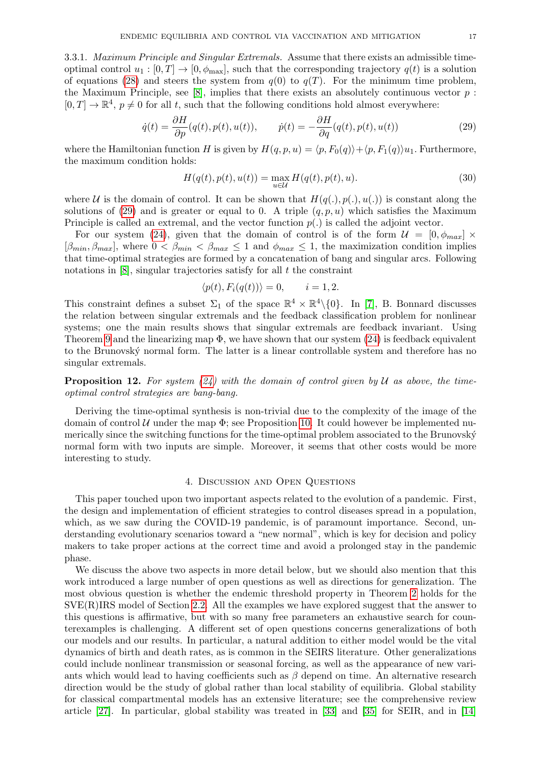3.3.1. *Maximum Principle and Singular Extremals.* Assume that there exists an admissible time-optimal control $u_1 : [0, T] \to [0, \phi_{\max}]$, such that the corresponding trajectory $q(t)$ is a solution of equations (28) and steers the system from $q(0)$ to $q(T)$. For the minimum time problem, the Maximum Principle, see [8], implies that there exists an absolutely continuous vector $p : [0, T] \to \mathbb{R}^4$, $p \neq 0$ for all $t$, such that the following conditions hold almost everywhere:

$$\dot{q}(t) = \frac{\partial H}{\partial p}(q(t), p(t), u(t)), \qquad \dot{p}(t) = -\frac{\partial H}{\partial q}(q(t), p(t), u(t)) \tag{29}$$

where the Hamiltonian function $H$ is given by $H(q, p, u) = \langle p, F_0(q)\rangle + \langle p, F_1(q)\rangle u_1$. Furthermore, the maximum condition holds:

$$H(q(t), p(t), u(t)) = \max_{u \in \mathcal{U}} H(q(t), p(t), u). \tag{30}$$

where $\mathcal{U}$ is the domain of control. It can be shown that $H(q(.), p(.), u(.))$ is constant along the solutions of (29) and is greater or equal to 0. A triple $(q, p, u)$ which satisfies the Maximum Principle is called an extremal, and the vector function $p(.)$ is called the adjoint vector.

For our system (24), given that the domain of control is of the form $\mathcal{U} = [0, \phi_{max}] \times [\beta_{min}, \beta_{max}]$, where $0 < \beta_{min} < \beta_{max} \leq 1$ and $\phi_{max} \leq 1$, the maximization condition implies that time-optimal strategies are formed by a concatenation of bang and singular arcs. Following notations in [8], singular trajectories satisfy for all $t$ the constraint

$$\langle p(t), F_i(q(t))\rangle = 0, \qquad i = 1, 2.$$

This constraint defines a subset $\Sigma_1$ of the space $\mathbb{R}^4 \times \mathbb{R}^4 \backslash \{0\}$. In [7], B. Bonnard discusses the relation between singular extremals and the feedback classification problem for nonlinear systems; one the main results shows that singular extremals are feedback invariant. Using Theorem 9 and the linearizing map $\Phi$, we have shown that our system (24) is feedback equivalent to the Brunovský normal form. The latter is a linear controllable system and therefore has no singular extremals.

**Proposition 12.** *For system (24) with the domain of control given by $\mathcal{U}$ as above, the time-optimal control strategies are bang-bang.*

Deriving the time-optimal synthesis is non-trivial due to the complexity of the image of the domain of control $\mathcal{U}$ under the map $\Phi$; see Proposition 10. It could however be implemented numerically since the switching functions for the time-optimal problem associated to the Brunovský normal form with two inputs are simple. Moreover, it seems that other costs would be more interesting to study.

## 4. Discussion and Open Questions

This paper touched upon two important aspects related to the evolution of a pandemic. First, the design and implementation of efficient strategies to control diseases spread in a population, which, as we saw during the COVID-19 pandemic, is of paramount importance. Second, understanding evolutionary scenarios toward a "new normal", which is key for decision and policy makers to take proper actions at the correct time and avoid a prolonged stay in the pandemic phase.

We discuss the above two aspects in more detail below, but we should also mention that this work introduced a large number of open questions as well as directions for generalization. The most obvious question is whether the endemic threshold property in Theorem 2 holds for the SVE(R)IRS model of Section 2.2. All the examples we have explored suggest that the answer to this questions is affirmative, but with so many free parameters an exhaustive search for counterexamples is challenging. A different set of open questions concerns generalizations of both our models and our results. In particular, a natural addition to either model would be the vital dynamics of birth and death rates, as is common in the SEIRS literature. Other generalizations could include nonlinear transmission or seasonal forcing, as well as the appearance of new variants which would lead to having coefficients such as $\beta$ depend on time. An alternative research direction would be the study of global rather than local stability of equilibria. Global stability for classical compartmental models has an extensive literature; see the comprehensive review article [27]. In particular, global stability was treated in [33] and [35] for SEIR, and in [14]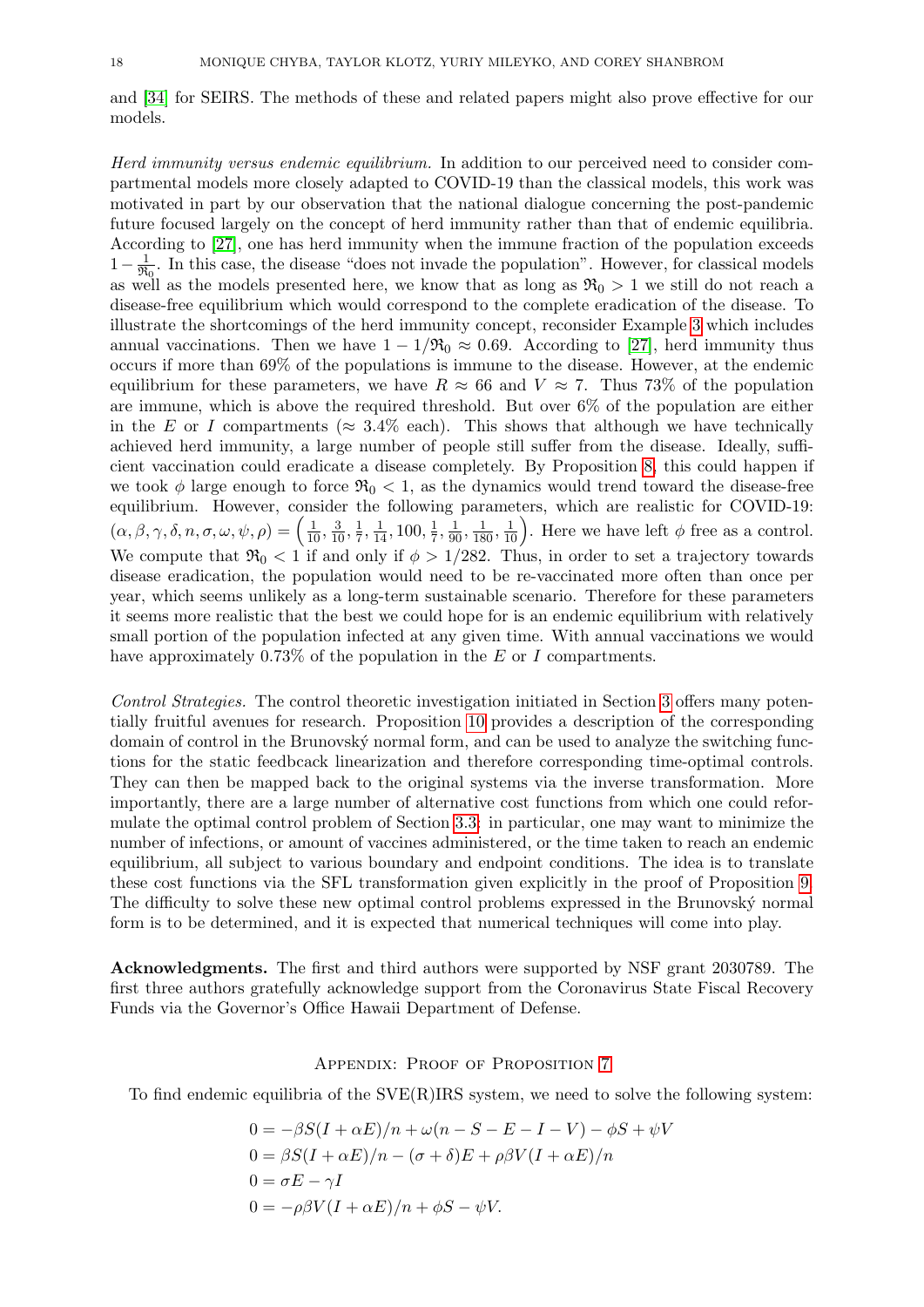and [34] for SEIRS. The methods of these and related papers might also prove effective for our models.

*Herd immunity versus endemic equilibrium.* In addition to our perceived need to consider compartmental models more closely adapted to COVID-19 than the classical models, this work was motivated in part by our observation that the national dialogue concerning the post-pandemic future focused largely on the concept of herd immunity rather than that of endemic equilibria. According to [27], one has herd immunity when the immune fraction of the population exceeds $1 - \frac{1}{\mathfrak{R}_0}$. In this case, the disease "does not invade the population". However, for classical models as well as the models presented here, we know that as long as $\mathfrak{R}_0 > 1$ we still do not reach a disease-free equilibrium which would correspond to the complete eradication of the disease. To illustrate the shortcomings of the herd immunity concept, reconsider Example 3 which includes annual vaccinations. Then we have $1 - 1/\mathfrak{R}_0 \approx 0.69$. According to [27], herd immunity thus occurs if more than 69% of the populations is immune to the disease. However, at the endemic equilibrium for these parameters, we have $R \approx 66$ and $V \approx 7$. Thus 73% of the population are immune, which is above the required threshold. But over 6% of the population are either in the $E$ or $I$ compartments ($\approx 3.4\%$ each). This shows that although we have technically achieved herd immunity, a large number of people still suffer from the disease. Ideally, sufficient vaccination could eradicate a disease completely. By Proposition 8, this could happen if we took $\phi$ large enough to force $\mathfrak{R}_0 < 1$, as the dynamics would trend toward the disease-free equilibrium. However, consider the following parameters, which are realistic for COVID-19: $(\alpha, \beta, \gamma, \delta, n, \sigma, \omega, \psi, \rho) = \left(\frac{1}{10}, \frac{3}{10}, \frac{1}{7}, \frac{1}{14}, 100, \frac{1}{7}, \frac{1}{90}, \frac{1}{180}, \frac{1}{10}\right)$. Here we have left $\phi$ free as a control. We compute that $\mathfrak{R}_0 < 1$ if and only if $\phi > 1/282$. Thus, in order to set a trajectory towards disease eradication, the population would need to be re-vaccinated more often than once per year, which seems unlikely as a long-term sustainable scenario. Therefore for these parameters it seems more realistic that the best we could hope for is an endemic equilibrium with relatively small portion of the population infected at any given time. With annual vaccinations we would have approximately 0.73% of the population in the $E$ or $I$ compartments.

*Control Strategies.* The control theoretic investigation initiated in Section 3 offers many potentially fruitful avenues for research. Proposition 10 provides a description of the corresponding domain of control in the Brunovský normal form, and can be used to analyze the switching functions for the static feedbcack linearization and therefore corresponding time-optimal controls. They can then be mapped back to the original systems via the inverse transformation. More importantly, there are a large number of alternative cost functions from which one could reformulate the optimal control problem of Section 3.3; in particular, one may want to minimize the number of infections, or amount of vaccines administered, or the time taken to reach an endemic equilibrium, all subject to various boundary and endpoint conditions. The idea is to translate these cost functions via the SFL transformation given explicitly in the proof of Proposition 9. The difficulty to solve these new optimal control problems expressed in the Brunovský normal form is to be determined, and it is expected that numerical techniques will come into play.

**Acknowledgments.** The first and third authors were supported by NSF grant 2030789. The first three authors gratefully acknowledge support from the Coronavirus State Fiscal Recovery Funds via the Governor's Office Hawaii Department of Defense.

## Appendix: Proof of Proposition 7

To find endemic equilibria of the SVE(R)IRS system, we need to solve the following system:

$$
\begin{aligned}
0 &= -\beta S(I + \alpha E)/n + \omega(n - S - E - I - V) - \phi S + \psi V \\
0 &= \beta S(I + \alpha E)/n - (\sigma + \delta)E + \rho\beta V(I + \alpha E)/n \\
0 &= \sigma E - \gamma I \\
0 &= -\rho\beta V(I + \alpha E)/n + \phi S - \psi V.
\end{aligned}
$$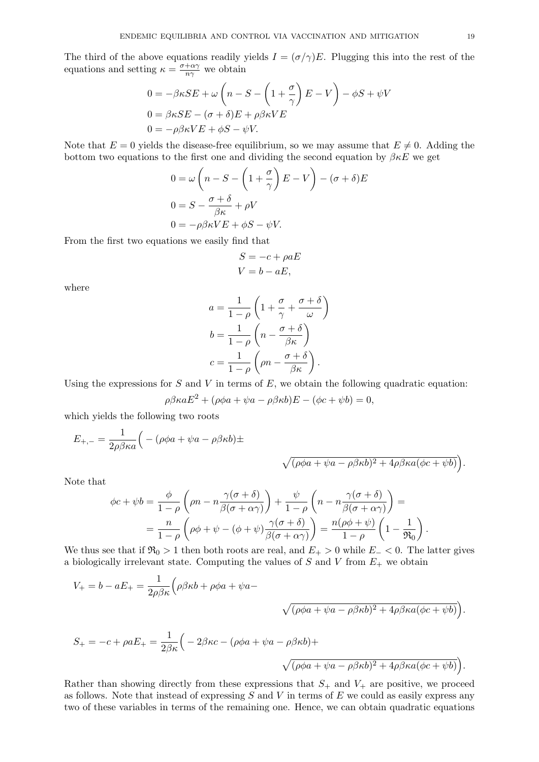The third of the above equations readily yields $I = (\sigma/\gamma)E$. Plugging this into the rest of the equations and setting $\kappa = \frac{\sigma+\alpha\gamma}{n\gamma}$ we obtain

$$
\begin{aligned}
0 &= -\beta\kappa SE + \omega\left(n - S - \left(1 + \frac{\sigma}{\gamma}\right)E - V\right) - \phi S + \psi V \\
0 &= \beta\kappa SE - (\sigma+\delta)E + \rho\beta\kappa VE \\
0 &= -\rho\beta\kappa VE + \phi S - \psi V.
\end{aligned}
$$

Note that $E = 0$ yields the disease-free equilibrium, so we may assume that $E \neq 0$. Adding the bottom two equations to the first one and dividing the second equation by $\beta\kappa E$ we get

$$
\begin{aligned}
0 &= \omega\left(n - S - \left(1 + \frac{\sigma}{\gamma}\right)E - V\right) - (\sigma+\delta)E \\
0 &= S - \frac{\sigma+\delta}{\beta\kappa} + \rho V \\
0 &= -\rho\beta\kappa VE + \phi S - \psi V.
\end{aligned}
$$

From the first two equations we easily find that

$$
\begin{aligned}
S &= -c + \rho a E \\
V &= b - aE,
\end{aligned}
$$

where

$$
\begin{aligned}
a &= \frac{1}{1-\rho}\left(1 + \frac{\sigma}{\gamma} + \frac{\sigma+\delta}{\omega}\right) \\
b &= \frac{1}{1-\rho}\left(n - \frac{\sigma+\delta}{\beta\kappa}\right) \\
c &= \frac{1}{1-\rho}\left(\rho n - \frac{\sigma+\delta}{\beta\kappa}\right).
\end{aligned}
$$

Using the expressions for $S$ and $V$ in terms of $E$, we obtain the following quadratic equation:

$$
\rho\beta\kappa a E^2 + (\rho\phi a + \psi a - \rho\beta\kappa b)E - (\phi c + \psi b) = 0,
$$

which yields the following two roots

$$
E_{+,-} = \frac{1}{2\rho\beta\kappa a}\Big( -(\rho\phi a + \psi a - \rho\beta\kappa b) \pm \sqrt{(\rho\phi a + \psi a - \rho\beta\kappa b)^2 + 4\rho\beta\kappa a(\phi c + \psi b)}\Big).
$$

Note that

$$
\begin{aligned}
\phi c + \psi b &= \frac{\phi}{1-\rho}\left(\rho n - n\frac{\gamma(\sigma+\delta)}{\beta(\sigma+\alpha\gamma)}\right) + \frac{\psi}{1-\rho}\left(n - n\frac{\gamma(\sigma+\delta)}{\beta(\sigma+\alpha\gamma)}\right) = \\
&= \frac{n}{1-\rho}\left(\rho\phi + \psi - (\phi+\psi)\frac{\gamma(\sigma+\delta)}{\beta(\sigma+\alpha\gamma)}\right) = \frac{n(\rho\phi+\psi)}{1-\rho}\left(1 - \frac{1}{\mathfrak{R}_0}\right).
\end{aligned}
$$

We thus see that if $\mathfrak{R}_0 > 1$ then both roots are real, and $E_+ > 0$ while $E_- < 0$. The latter gives a biologically irrelevant state. Computing the values of $S$ and $V$ from $E_+$ we obtain

$$
V_+ = b - aE_+ = \frac{1}{2\rho\beta\kappa}\Big(\rho\beta\kappa b + \rho\phi a + \psi a - \sqrt{(\rho\phi a + \psi a - \rho\beta\kappa b)^2 + 4\rho\beta\kappa a(\phi c + \psi b)}\Big).
$$

$$
S_+ = -c + \rho a E_+ = \frac{1}{2\beta\kappa}\Big( -2\beta\kappa c - (\rho\phi a + \psi a - \rho\beta\kappa b) + \sqrt{(\rho\phi a + \psi a - \rho\beta\kappa b)^2 + 4\rho\beta\kappa a(\phi c + \psi b)}\Big).
$$

Rather than showing directly from these expressions that $S_+$ and $V_+$ are positive, we proceed as follows. Note that instead of expressing $S$ and $V$ in terms of $E$ we could as easily express any two of these variables in terms of the remaining one. Hence, we can obtain quadratic equations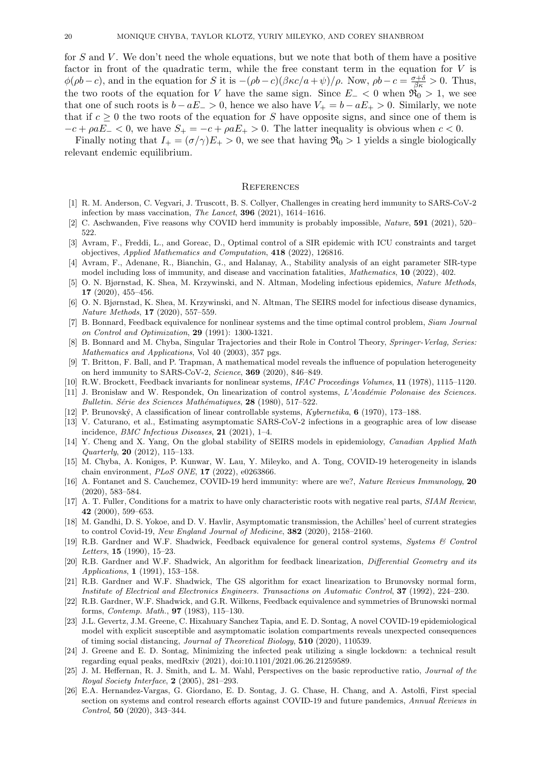for $S$ and $V$. We don't need the whole equations, but we note that both of them have a positive factor in front of the quadratic term, while the free constant term in the equation for $V$ is $\phi(\rho b - c)$, and in the equation for $S$ it is $-(\rho b - c)(\beta\kappa c/a + \psi)/\rho$. Now, $\rho b - c = \frac{\sigma+\delta}{\beta\kappa} > 0$. Thus, the two roots of the equation for $V$ have the same sign. Since $E_- < 0$ when $\mathfrak{R}_0 > 1$, we see that one of such roots is $b - aE_- > 0$, hence we also have $V_+ = b - aE_+ > 0$. Similarly, we note that if $c \geq 0$ the two roots of the equation for $S$ have opposite signs, and since one of them is $-c + \rho a E_- < 0$, we have $S_+ = -c + \rho a E_+ > 0$. The latter inequality is obvious when $c < 0$.

Finally noting that $I_+ = (\sigma/\gamma)E_+ > 0$, we see that having $\mathfrak{R}_0 > 1$ yields a single biologically relevant endemic equilibrium.

## References

[1] R. M. Anderson, C. Vegvari, J. Truscott, B. S. Collyer, Challenges in creating herd immunity to SARS-CoV-2 infection by mass vaccination, *The Lancet*, **396** (2021), 1614–1616.

[2] C. Aschwanden, Five reasons why COVID herd immunity is probably impossible, *Nature*, **591** (2021), 520–522.

[3] Avram, F., Freddi, L., and Goreac, D., Optimal control of a SIR epidemic with ICU constraints and target objectives, *Applied Mathematics and Computation*, **418** (2022), 126816.

[4] Avram, F., Adenane, R., Bianchin, G., and Halanay, A., Stability analysis of an eight parameter SIR-type model including loss of immunity, and disease and vaccination fatalities, *Mathematics*, **10** (2022), 402.

[5] O. N. Bjørnstad, K. Shea, M. Krzywinski, and N. Altman, Modeling infectious epidemics, *Nature Methods*, **17** (2020), 455–456.

[6] O. N. Bjørnstad, K. Shea, M. Krzywinski, and N. Altman, The SEIRS model for infectious disease dynamics, *Nature Methods*, **17** (2020), 557–559.

[7] B. Bonnard, Feedback equivalence for nonlinear systems and the time optimal control problem, *Siam Journal on Control and Optimization*, **29** (1991): 1300-1321.

[8] B. Bonnard and M. Chyba, Singular Trajectories and their Role in Control Theory, *Springer-Verlag, Series: Mathematics and Applications*, Vol 40 (2003), 357 pgs.

[9] T. Britton, F. Ball, and P. Trapman, A mathematical model reveals the influence of population heterogeneity on herd immunity to SARS-CoV-2, *Science*, **369** (2020), 846–849.

[10] R.W. Brockett, Feedback invariants for nonlinear systems, *IFAC Proceedings Volumes*, **11** (1978), 1115–1120.

[11] J. Bronisław and W. Respondek, On linearization of control systems, *L'Académie Polonaise des Sciences. Bulletin. Série des Sciences Mathématiques*, **28** (1980), 517–522.

[12] P. Brunovský, A classification of linear controllable systems, *Kybernetika*, **6** (1970), 173–188.

[13] V. Caturano, et al., Estimating asymptomatic SARS-CoV-2 infections in a geographic area of low disease incidence, *BMC Infectious Diseases*, **21** (2021), 1–4.

[14] Y. Cheng and X. Yang, On the global stability of SEIRS models in epidemiology, *Canadian Applied Math Quarterly*, **20** (2012), 115–133.

[15] M. Chyba, A. Koniges, P. Kunwar, W. Lau, Y. Mileyko, and A. Tong, COVID-19 heterogeneity in islands chain environment, *PLoS ONE*, **17** (2022), e0263866.

[16] A. Fontanet and S. Cauchemez, COVID-19 herd immunity: where are we?, *Nature Reviews Immunology*, **20** (2020), 583–584.

[17] A. T. Fuller, Conditions for a matrix to have only characteristic roots with negative real parts, *SIAM Review*, **42** (2000), 599–653.

[18] M. Gandhi, D. S. Yokoe, and D. V. Havlir, Asymptomatic transmission, the Achilles' heel of current strategies to control Covid-19, *New England Journal of Medicine*, **382** (2020), 2158–2160.

[19] R.B. Gardner and W.F. Shadwick, Feedback equivalence for general control systems, *Systems & Control Letters*, **15** (1990), 15–23.

[20] R.B. Gardner and W.F. Shadwick, An algorithm for feedback linearization, *Differential Geometry and its Applications*, **1** (1991), 153–158.

[21] R.B. Gardner and W.F. Shadwick, The GS algorithm for exact linearization to Brunovsky normal form, *Institute of Electrical and Electronics Engineers. Transactions on Automatic Control*, **37** (1992), 224–230.

[22] R.B. Gardner, W.F. Shadwick, and G.R. Wilkens, Feedback equivalence and symmetries of Brunowski normal forms, *Contemp. Math.*, **97** (1983), 115–130.

[23] J.L. Gevertz, J.M. Greene, C. Hixahuary Sanchez Tapia, and E. D. Sontag, A novel COVID-19 epidemiological model with explicit susceptible and asymptomatic isolation compartments reveals unexpected consequences of timing social distancing, *Journal of Theoretical Biology*, **510** (2020), 110539.

[24] J. Greene and E. D. Sontag, Minimizing the infected peak utilizing a single lockdown: a technical result regarding equal peaks, medRxiv (2021), doi:10.1101/2021.06.26.21259589.

[25] J. M. Heffernan, R. J. Smith, and L. M. Wahl, Perspectives on the basic reproductive ratio, *Journal of the Royal Society Interface*, **2** (2005), 281–293.

[26] E.A. Hernandez-Vargas, G. Giordano, E. D. Sontag, J. G. Chase, H. Chang, and A. Astolfi, First special section on systems and control research efforts against COVID-19 and future pandemics, *Annual Reviews in Control*, **50** (2020), 343–344.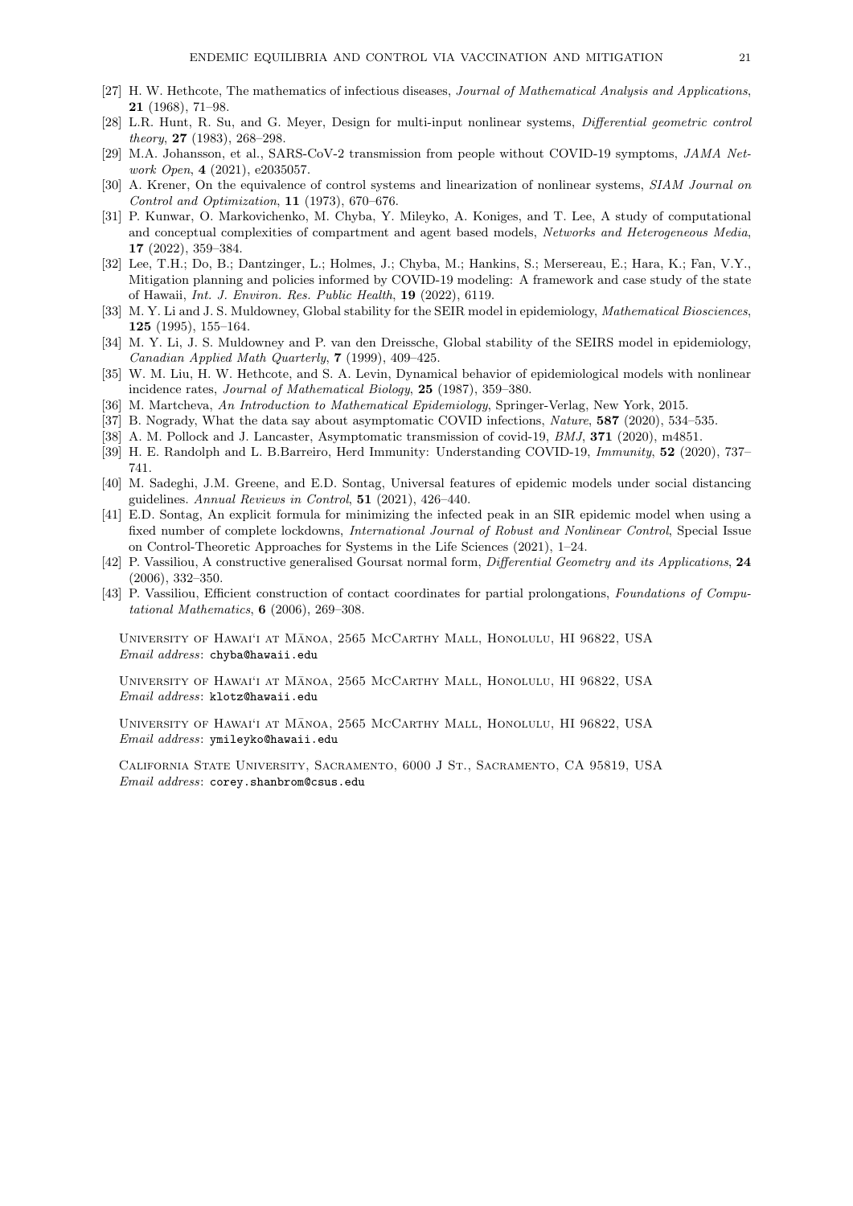[27] H. W. Hethcote, The mathematics of infectious diseases, *Journal of Mathematical Analysis and Applications*, **21** (1968), 71–98.

[28] L.R. Hunt, R. Su, and G. Meyer, Design for multi-input nonlinear systems, *Differential geometric control theory*, **27** (1983), 268–298.

[29] M.A. Johansson, et al., SARS-CoV-2 transmission from people without COVID-19 symptoms, *JAMA Network Open*, **4** (2021), e2035057.

[30] A. Krener, On the equivalence of control systems and linearization of nonlinear systems, *SIAM Journal on Control and Optimization*, **11** (1973), 670–676.

[31] P. Kunwar, O. Markovichenko, M. Chyba, Y. Mileyko, A. Koniges, and T. Lee, A study of computational and conceptual complexities of compartment and agent based models, *Networks and Heterogeneous Media*, **17** (2022), 359–384.

[32] Lee, T.H.; Do, B.; Dantzinger, L.; Holmes, J.; Chyba, M.; Hankins, S.; Mersereau, E.; Hara, K.; Fan, V.Y., Mitigation planning and policies informed by COVID-19 modeling: A framework and case study of the state of Hawaii, *Int. J. Environ. Res. Public Health*, **19** (2022), 6119.

[33] M. Y. Li and J. S. Muldowney, Global stability for the SEIR model in epidemiology, *Mathematical Biosciences*, **125** (1995), 155–164.

[34] M. Y. Li, J. S. Muldowney and P. van den Dreissche, Global stability of the SEIRS model in epidemiology, *Canadian Applied Math Quarterly*, **7** (1999), 409–425.

[35] W. M. Liu, H. W. Hethcote, and S. A. Levin, Dynamical behavior of epidemiological models with nonlinear incidence rates, *Journal of Mathematical Biology*, **25** (1987), 359–380.

[36] M. Martcheva, *An Introduction to Mathematical Epidemiology*, Springer-Verlag, New York, 2015.

[37] B. Nogrady, What the data say about asymptomatic COVID infections, *Nature*, **587** (2020), 534–535.

[38] A. M. Pollock and J. Lancaster, Asymptomatic transmission of covid-19, *BMJ*, **371** (2020), m4851.

[39] H. E. Randolph and L. B.Barreiro, Herd Immunity: Understanding COVID-19, *Immunity*, **52** (2020), 737–741.

[40] M. Sadeghi, J.M. Greene, and E.D. Sontag, Universal features of epidemic models under social distancing guidelines. *Annual Reviews in Control*, **51** (2021), 426–440.

[41] E.D. Sontag, An explicit formula for minimizing the infected peak in an SIR epidemic model when using a fixed number of complete lockdowns, *International Journal of Robust and Nonlinear Control*, Special Issue on Control-Theoretic Approaches for Systems in the Life Sciences (2021), 1–24.

[42] P. Vassiliou, A constructive generalised Goursat normal form, *Differential Geometry and its Applications*, **24** (2006), 332–350.

[43] P. Vassiliou, Efficient construction of contact coordinates for partial prolongations, *Foundations of Computational Mathematics*, **6** (2006), 269–308.

University of Hawai'i at Mānoa, 2565 McCarthy Mall, Honolulu, HI 96822, USA
*Email address*: chyba@hawaii.edu

University of Hawai'i at Mānoa, 2565 McCarthy Mall, Honolulu, HI 96822, USA
*Email address*: klotz@hawaii.edu

University of Hawai'i at Mānoa, 2565 McCarthy Mall, Honolulu, HI 96822, USA
*Email address*: ymileyko@hawaii.edu

California State University, Sacramento, 6000 J St., Sacramento, CA 95819, USA
*Email address*: corey.shanbrom@csus.edu